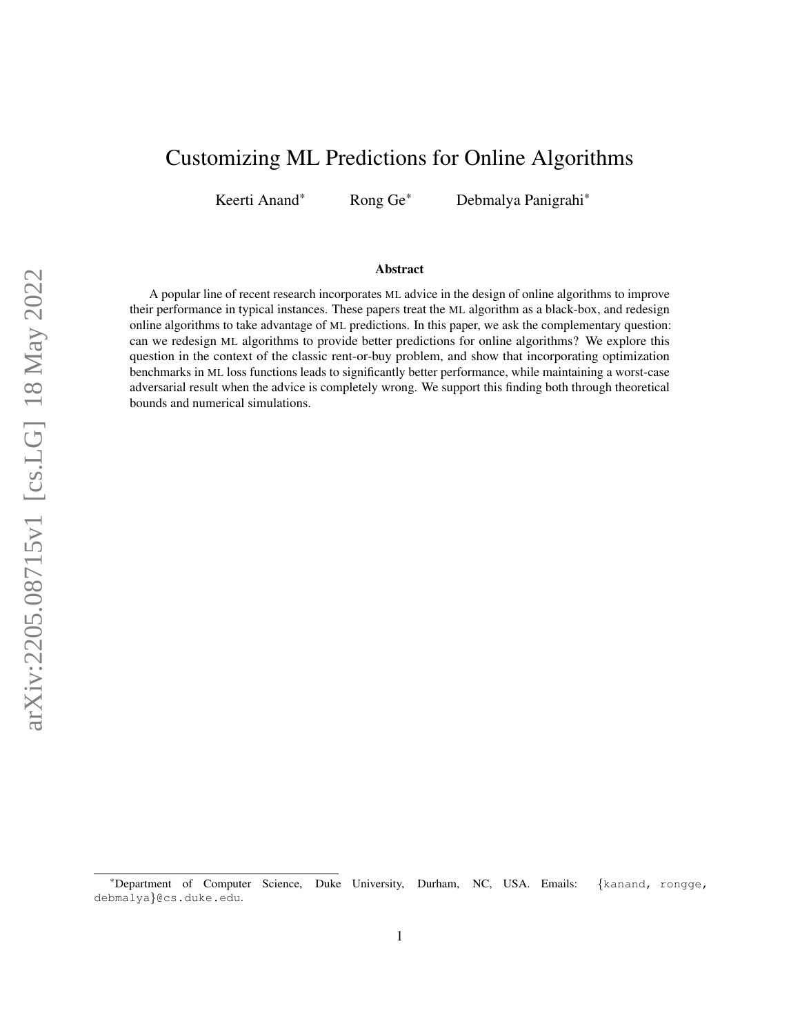# Customizing ML Predictions for Online Algorithms

Keerti Anand* Rong Ge* Debmalya Panigrahi*

### Abstract

A popular line of recent research incorporates ML advice in the design of online algorithms to improve their performance in typical instances. These papers treat the ML algorithm as a black-box, and redesign online algorithms to take advantage of ML predictions. In this paper, we ask the complementary question: can we redesign ML algorithms to provide better predictions for online algorithms? We explore this question in the context of the classic rent-or-buy problem, and show that incorporating optimization benchmarks in ML loss functions leads to significantly better performance, while maintaining a worst-case adversarial result when the advice is completely wrong. We support this finding both through theoretical bounds and numerical simulations.

*Department of Computer Science, Duke University, Durham, NC, USA. Emails: {kanand, rongge, debmalya}@cs.duke.edu.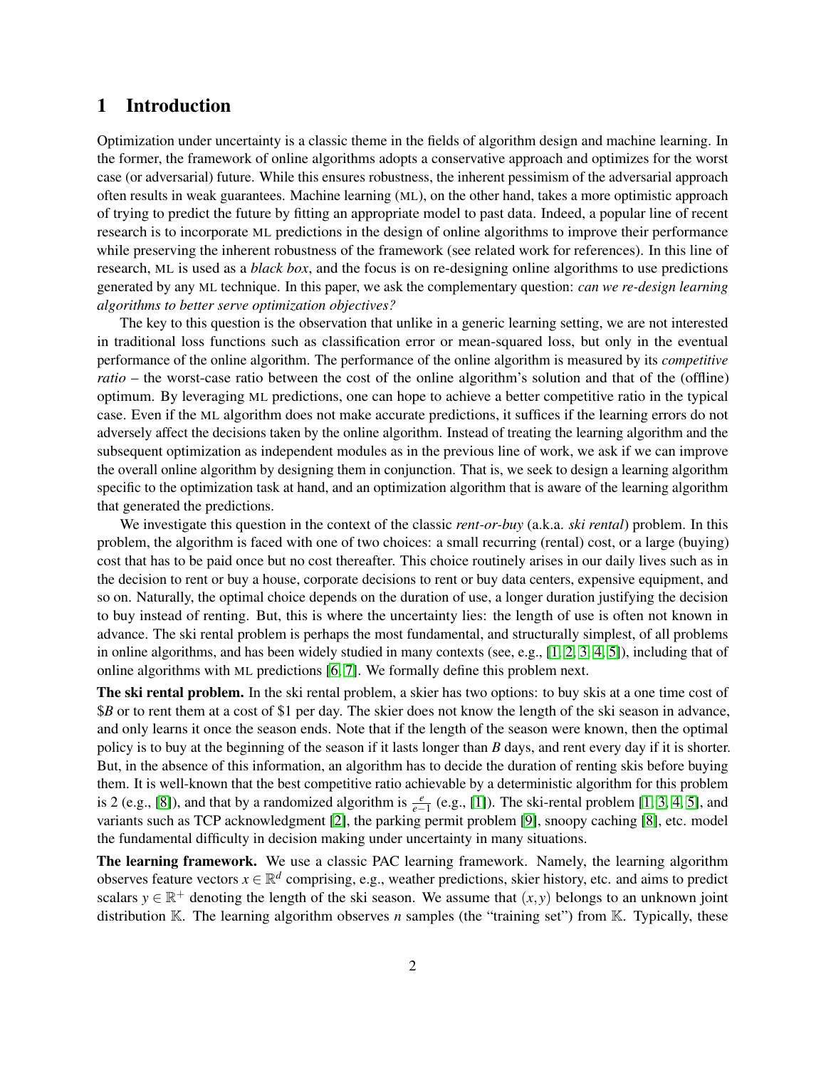# 1 Introduction

Optimization under uncertainty is a classic theme in the fields of algorithm design and machine learning. In the former, the framework of online algorithms adopts a conservative approach and optimizes for the worst case (or adversarial) future. While this ensures robustness, the inherent pessimism of the adversarial approach often results in weak guarantees. Machine learning (ML), on the other hand, takes a more optimistic approach of trying to predict the future by fitting an appropriate model to past data. Indeed, a popular line of recent research is to incorporate ML predictions in the design of online algorithms to improve their performance while preserving the inherent robustness of the framework (see related work for references). In this line of research, ML is used as a *black box*, and the focus is on re-designing online algorithms to use predictions generated by any ML technique. In this paper, we ask the complementary question: *can we re-design learning algorithms to better serve optimization objectives?*

The key to this question is the observation that unlike in a generic learning setting, we are not interested in traditional loss functions such as classification error or mean-squared loss, but only in the eventual performance of the online algorithm. The performance of the online algorithm is measured by its *competitive ratio* – the worst-case ratio between the cost of the online algorithm's solution and that of the (offline) optimum. By leveraging ML predictions, one can hope to achieve a better competitive ratio in the typical case. Even if the ML algorithm does not make accurate predictions, it suffices if the learning errors do not adversely affect the decisions taken by the online algorithm. Instead of treating the learning algorithm and the subsequent optimization as independent modules as in the previous line of work, we ask if we can improve the overall online algorithm by designing them in conjunction. That is, we seek to design a learning algorithm specific to the optimization task at hand, and an optimization algorithm that is aware of the learning algorithm that generated the predictions.

We investigate this question in the context of the classic *rent-or-buy* (a.k.a. *ski rental*) problem. In this problem, the algorithm is faced with one of two choices: a small recurring (rental) cost, or a large (buying) cost that has to be paid once but no cost thereafter. This choice routinely arises in our daily lives such as in the decision to rent or buy a house, corporate decisions to rent or buy data centers, expensive equipment, and so on. Naturally, the optimal choice depends on the duration of use, a longer duration justifying the decision to buy instead of renting. But, this is where the uncertainty lies: the length of use is often not known in advance. The ski rental problem is perhaps the most fundamental, and structurally simplest, of all problems in online algorithms, and has been widely studied in many contexts (see, e.g., [1, 2, 3, 4, 5]), including that of online algorithms with ML predictions [6, 7]. We formally define this problem next.

**The ski rental problem.** In the ski rental problem, a skier has two options: to buy skis at a one time cost of $$B$ or to rent them at a cost of \$1 per day. The skier does not know the length of the ski season in advance, and only learns it once the season ends. Note that if the length of the season were known, then the optimal policy is to buy at the beginning of the season if it lasts longer than $B$ days, and rent every day if it is shorter. But, in the absence of this information, an algorithm has to decide the duration of renting skis before buying them. It is well-known that the best competitive ratio achievable by a deterministic algorithm for this problem is 2 (e.g., [8]), and that by a randomized algorithm is $\frac{e}{e-1}$ (e.g., [1]). The ski-rental problem [1, 3, 4, 5], and variants such as TCP acknowledgment [2], the parking permit problem [9], snoopy caching [8], etc. model the fundamental difficulty in decision making under uncertainty in many situations.

**The learning framework.** We use a classic PAC learning framework. Namely, the learning algorithm observes feature vectors $x \in \mathbb{R}^d$ comprising, e.g., weather predictions, skier history, etc. and aims to predict scalars $y \in \mathbb{R}^+$ denoting the length of the ski season. We assume that $(x, y)$ belongs to an unknown joint distribution $\mathbb{K}$. The learning algorithm observes $n$ samples (the "training set") from $\mathbb{K}$. Typically, these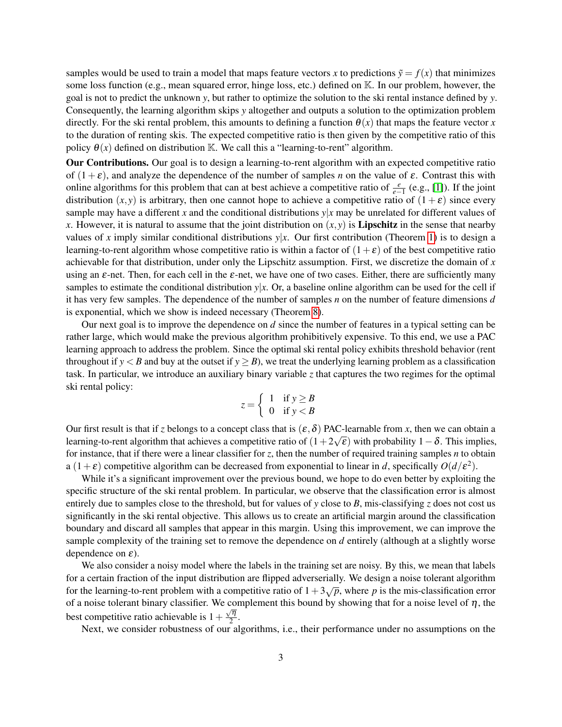samples would be used to train a model that maps feature vectors $x$ to predictions $\tilde{y} = f(x)$ that minimizes some loss function (e.g., mean squared error, hinge loss, etc.) defined on $\mathbb{K}$. In our problem, however, the goal is not to predict the unknown $y$, but rather to optimize the solution to the ski rental instance defined by $y$. Consequently, the learning algorithm skips $y$ altogether and outputs a solution to the optimization problem directly. For the ski rental problem, this amounts to defining a function $\theta(x)$ that maps the feature vector $x$ to the duration of renting skis. The expected competitive ratio is then given by the competitive ratio of this policy $\theta(x)$ defined on distribution $\mathbb{K}$. We call this a "learning-to-rent" algorithm.

**Our Contributions.** Our goal is to design a learning-to-rent algorithm with an expected competitive ratio of $(1+\varepsilon)$, and analyze the dependence of the number of samples $n$ on the value of $\varepsilon$. Contrast this with online algorithms for this problem that can at best achieve a competitive ratio of $\frac{e}{e-1}$ (e.g., [1]). If the joint distribution $(x, y)$ is arbitrary, then one cannot hope to achieve a competitive ratio of $(1+\varepsilon)$ since every sample may have a different $x$ and the conditional distributions $y|x$ may be unrelated for different values of $x$. However, it is natural to assume that the joint distribution on $(x, y)$ is **Lipschitz** in the sense that nearby values of $x$ imply similar conditional distributions $y|x$. Our first contribution (Theorem 1) is to design a learning-to-rent algorithm whose competitive ratio is within a factor of $(1+\varepsilon)$ of the best competitive ratio achievable for that distribution, under only the Lipschitz assumption. First, we discretize the domain of $x$ using an $\varepsilon$-net. Then, for each cell in the $\varepsilon$-net, we have one of two cases. Either, there are sufficiently many samples to estimate the conditional distribution $y|x$. Or, a baseline online algorithm can be used for the cell if it has very few samples. The dependence of the number of samples $n$ on the number of feature dimensions $d$ is exponential, which we show is indeed necessary (Theorem 8).

Our next goal is to improve the dependence on $d$ since the number of features in a typical setting can be rather large, which would make the previous algorithm prohibitively expensive. To this end, we use a PAC learning approach to address the problem. Since the optimal ski rental policy exhibits threshold behavior (rent throughout if $y < B$ and buy at the outset if $y \geq B$), we treat the underlying learning problem as a classification task. In particular, we introduce an auxiliary binary variable $z$ that captures the two regimes for the optimal ski rental policy:

$$z = \begin{cases} 1 & \text{if } y \geq B \\ 0 & \text{if } y < B \end{cases}$$

Our first result is that if $z$ belongs to a concept class that is $(\varepsilon, \delta)$ PAC-learnable from $x$, then we can obtain a learning-to-rent algorithm that achieves a competitive ratio of $(1+2\sqrt{\varepsilon})$ with probability $1-\delta$. This implies, for instance, that if there were a linear classifier for $z$, then the number of required training samples $n$ to obtain a $(1+\varepsilon)$ competitive algorithm can be decreased from exponential to linear in $d$, specifically $O(d/\varepsilon^2)$.

While it's a significant improvement over the previous bound, we hope to do even better by exploiting the specific structure of the ski rental problem. In particular, we observe that the classification error is almost entirely due to samples close to the threshold, but for values of $y$ close to $B$, mis-classifying $z$ does not cost us significantly in the ski rental objective. This allows us to create an artificial margin around the classification boundary and discard all samples that appear in this margin. Using this improvement, we can improve the sample complexity of the training set to remove the dependence on $d$ entirely (although at a slightly worse dependence on $\varepsilon$).

We also consider a noisy model where the labels in the training set are noisy. By this, we mean that labels for a certain fraction of the input distribution are flipped adverserially. We design a noise tolerant algorithm for the learning-to-rent problem with a competitive ratio of $1+3\sqrt{p}$, where $p$ is the mis-classification error of a noise tolerant binary classifier. We complement this bound by showing that for a noise level of $\eta$, the best competitive ratio achievable is $1+\frac{\sqrt{\eta}}{2}$.

Next, we consider robustness of our algorithms, i.e., their performance under no assumptions on the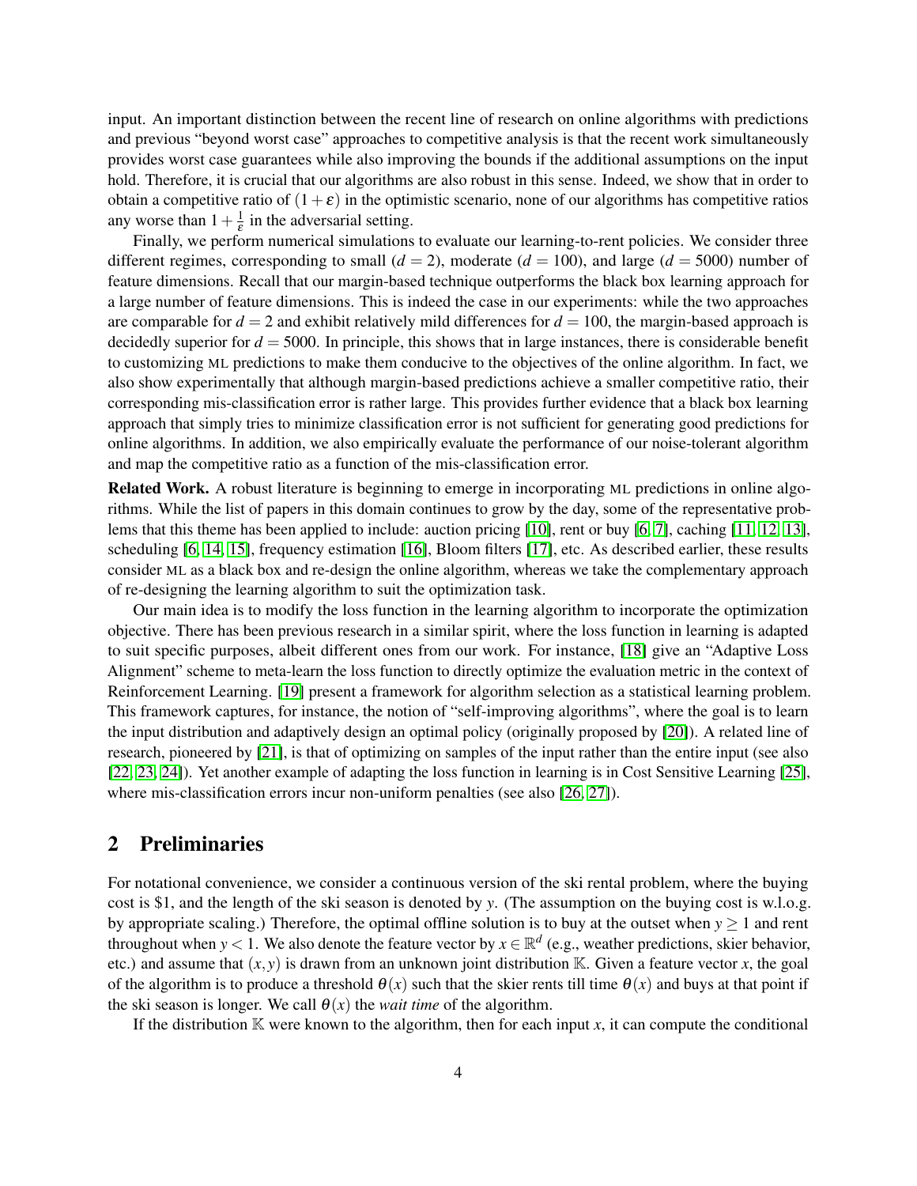input. An important distinction between the recent line of research on online algorithms with predictions and previous "beyond worst case" approaches to competitive analysis is that the recent work simultaneously provides worst case guarantees while also improving the bounds if the additional assumptions on the input hold. Therefore, it is crucial that our algorithms are also robust in this sense. Indeed, we show that in order to obtain a competitive ratio of $(1+\varepsilon)$ in the optimistic scenario, none of our algorithms has competitive ratios any worse than $1+\frac{1}{\varepsilon}$ in the adversarial setting.

Finally, we perform numerical simulations to evaluate our learning-to-rent policies. We consider three different regimes, corresponding to small ($d=2$), moderate ($d=100$), and large ($d=5000$) number of feature dimensions. Recall that our margin-based technique outperforms the black box learning approach for a large number of feature dimensions. This is indeed the case in our experiments: while the two approaches are comparable for $d=2$ and exhibit relatively mild differences for $d=100$, the margin-based approach is decidedly superior for $d=5000$. In principle, this shows that in large instances, there is considerable benefit to customizing ML predictions to make them conducive to the objectives of the online algorithm. In fact, we also show experimentally that although margin-based predictions achieve a smaller competitive ratio, their corresponding mis-classification error is rather large. This provides further evidence that a black box learning approach that simply tries to minimize classification error is not sufficient for generating good predictions for online algorithms. In addition, we also empirically evaluate the performance of our noise-tolerant algorithm and map the competitive ratio as a function of the mis-classification error.

**Related Work.** A robust literature is beginning to emerge in incorporating ML predictions in online algorithms. While the list of papers in this domain continues to grow by the day, some of the representative problems that this theme has been applied to include: auction pricing [10], rent or buy [6, 7], caching [11, 12, 13], scheduling [6, 14, 15], frequency estimation [16], Bloom filters [17], etc. As described earlier, these results consider ML as a black box and re-design the online algorithm, whereas we take the complementary approach of re-designing the learning algorithm to suit the optimization task.

Our main idea is to modify the loss function in the learning algorithm to incorporate the optimization objective. There has been previous research in a similar spirit, where the loss function in learning is adapted to suit specific purposes, albeit different ones from our work. For instance, [18] give an "Adaptive Loss Alignment" scheme to meta-learn the loss function to directly optimize the evaluation metric in the context of Reinforcement Learning. [19] present a framework for algorithm selection as a statistical learning problem. This framework captures, for instance, the notion of "self-improving algorithms", where the goal is to learn the input distribution and adaptively design an optimal policy (originally proposed by [20]). A related line of research, pioneered by [21], is that of optimizing on samples of the input rather than the entire input (see also [22, 23, 24]). Yet another example of adapting the loss function in learning is in Cost Sensitive Learning [25], where mis-classification errors incur non-uniform penalties (see also [26, 27]).

## 2 Preliminaries

For notational convenience, we consider a continuous version of the ski rental problem, where the buying cost is \$1, and the length of the ski season is denoted by $y$. (The assumption on the buying cost is w.l.o.g. by appropriate scaling.) Therefore, the optimal offline solution is to buy at the outset when $y \geq 1$ and rent throughout when $y < 1$. We also denote the feature vector by $x \in \mathbb{R}^d$ (e.g., weather predictions, skier behavior, etc.) and assume that $(x, y)$ is drawn from an unknown joint distribution $\mathbb{K}$. Given a feature vector $x$, the goal of the algorithm is to produce a threshold $\theta(x)$ such that the skier rents till time $\theta(x)$ and buys at that point if the ski season is longer. We call $\theta(x)$ the *wait time* of the algorithm.

If the distribution $\mathbb{K}$ were known to the algorithm, then for each input $x$, it can compute the conditional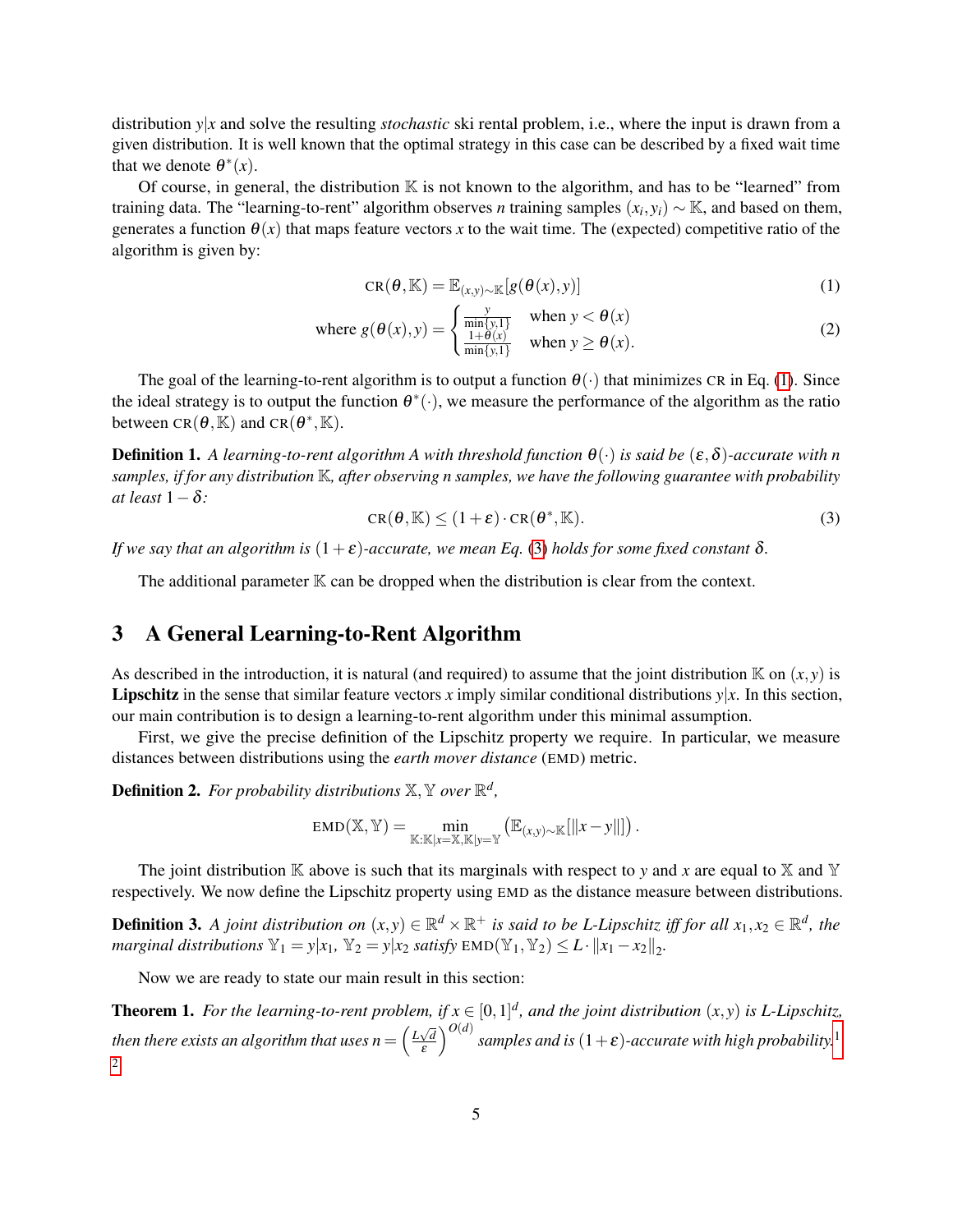distribution $y|x$ and solve the resulting *stochastic* ski rental problem, i.e., where the input is drawn from a given distribution. It is well known that the optimal strategy in this case can be described by a fixed wait time that we denote $\theta^*(x)$.

Of course, in general, the distribution $\mathbb{K}$ is not known to the algorithm, and has to be "learned" from training data. The "learning-to-rent" algorithm observes $n$ training samples $(x_i, y_i) \sim \mathbb{K}$, and based on them, generates a function $\theta(x)$ that maps feature vectors $x$ to the wait time. The (expected) competitive ratio of the algorithm is given by:

$$\text{CR}(\theta, \mathbb{K}) = \mathbb{E}_{(x,y)\sim\mathbb{K}}[g(\theta(x), y)] \tag{1}$$

$$\text{where } g(\theta(x), y) = \begin{cases} \frac{y}{\min\{y,1\}} & \text{when } y < \theta(x) \\ \frac{1+\theta(x)}{\min\{y,1\}} & \text{when } y \geq \theta(x). \end{cases} \tag{2}$$

The goal of the learning-to-rent algorithm is to output a function $\theta(\cdot)$ that minimizes CR in Eq. (1). Since the ideal strategy is to output the function $\theta^*(\cdot)$, we measure the performance of the algorithm as the ratio between $\text{CR}(\theta, \mathbb{K})$ and $\text{CR}(\theta^*, \mathbb{K})$.

**Definition 1.** *A learning-to-rent algorithm A with threshold function $\theta(\cdot)$ is said be $(\varepsilon, \delta)$-accurate with n samples, if for any distribution $\mathbb{K}$, after observing n samples, we have the following guarantee with probability at least $1-\delta$:*

$$\text{CR}(\theta, \mathbb{K}) \leq (1+\varepsilon) \cdot \text{CR}(\theta^*, \mathbb{K}). \tag{3}$$

*If we say that an algorithm is $(1+\varepsilon)$-accurate, we mean Eq. (3) holds for some fixed constant $\delta$.*

The additional parameter $\mathbb{K}$ can be dropped when the distribution is clear from the context.

## 3 A General Learning-to-Rent Algorithm

As described in the introduction, it is natural (and required) to assume that the joint distribution $\mathbb{K}$ on $(x, y)$ is **Lipschitz** in the sense that similar feature vectors $x$ imply similar conditional distributions $y|x$. In this section, our main contribution is to design a learning-to-rent algorithm under this minimal assumption.

First, we give the precise definition of the Lipschitz property we require. In particular, we measure distances between distributions using the *earth mover distance* (EMD) metric.

**Definition 2.** *For probability distributions $\mathbb{X}, \mathbb{Y}$ over $\mathbb{R}^d$,*

$$\text{EMD}(\mathbb{X}, \mathbb{Y}) = \min_{\mathbb{K}:\mathbb{K}|x=\mathbb{X}, \mathbb{K}|y=\mathbb{Y}} \left(\mathbb{E}_{(x,y)\sim\mathbb{K}}[\|x-y\|]\right).$$

The joint distribution $\mathbb{K}$ above is such that its marginals with respect to $y$ and $x$ are equal to $\mathbb{X}$ and $\mathbb{Y}$ respectively. We now define the Lipschitz property using EMD as the distance measure between distributions.

**Definition 3.** *A joint distribution on $(x, y) \in \mathbb{R}^d \times \mathbb{R}^+$ is said to be L-Lipschitz iff for all $x_1, x_2 \in \mathbb{R}^d$, the marginal distributions $\mathbb{Y}_1 = y|x_1$, $\mathbb{Y}_2 = y|x_2$ satisfy $\text{EMD}(\mathbb{Y}_1, \mathbb{Y}_2) \leq L \cdot \|x_1 - x_2\|_2$.*

Now we are ready to state our main result in this section:

**Theorem 1.** *For the learning-to-rent problem, if $x \in [0,1]^d$, and the joint distribution $(x, y)$ is L-Lipschitz, then there exists an algorithm that uses $n = \left(\frac{L\sqrt{d}}{\varepsilon}\right)^{O(d)}$ samples and is $(1+\varepsilon)$-accurate with high probability.*[1] [2]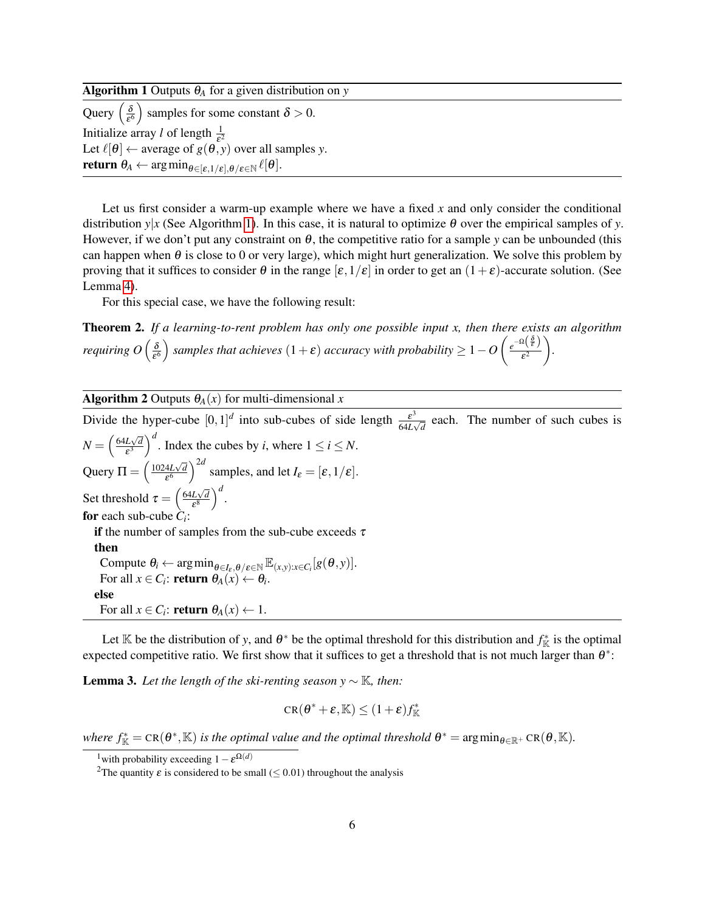**Algorithm 1** Outputs $\theta_A$ for a given distribution on $y$

Query $\left(\frac{\delta}{\varepsilon^6}\right)$ samples for some constant $\delta > 0$.
Initialize array $l$ of length $\frac{1}{\varepsilon^2}$
Let $\ell[\theta] \leftarrow$ average of $g(\theta, y)$ over all samples $y$.
**return** $\theta_A \leftarrow \arg\min_{\theta \in [\varepsilon, 1/\varepsilon], \theta/\varepsilon \in \mathbb{N}} \ell[\theta]$.

Let us first consider a warm-up example where we have a fixed $x$ and only consider the conditional distribution $y|x$ (See Algorithm 1). In this case, it is natural to optimize $\theta$ over the empirical samples of $y$. However, if we don't put any constraint on $\theta$, the competitive ratio for a sample $y$ can be unbounded (this can happen when $\theta$ is close to 0 or very large), which might hurt generalization. We solve this problem by proving that it suffices to consider $\theta$ in the range $[\varepsilon, 1/\varepsilon]$ in order to get an $(1+\varepsilon)$-accurate solution. (See Lemma 4).

For this special case, we have the following result:

**Theorem 2.** *If a learning-to-rent problem has only one possible input $x$, then there exists an algorithm requiring $O\left(\frac{\delta}{\varepsilon^6}\right)$ samples that achieves $(1+\varepsilon)$ accuracy with probability $\geq 1 - O\left(\frac{e^{-\Omega\left(\frac{\delta}{\varepsilon}\right)}}{\varepsilon^2}\right)$.*

**Algorithm 2** Outputs $\theta_A(x)$ for multi-dimensional $x$

Divide the hyper-cube $[0,1]^d$ into sub-cubes of side length $\frac{\varepsilon^3}{64L\sqrt{d}}$ each. The number of such cubes is $N = \left(\frac{64L\sqrt{d}}{\varepsilon^3}\right)^d$. Index the cubes by $i$, where $1 \leq i \leq N$.
Query $\Pi = \left(\frac{1024L\sqrt{d}}{\varepsilon^6}\right)^{2d}$ samples, and let $I_\varepsilon = [\varepsilon, 1/\varepsilon]$.
Set threshold $\tau = \left(\frac{64L\sqrt{d}}{\varepsilon^8}\right)^d$.
**for** each sub-cube $C_i$:
  **if** the number of samples from the sub-cube exceeds $\tau$
  **then**
    Compute $\theta_i \leftarrow \arg\min_{\theta \in I_\varepsilon, \theta/\varepsilon \in \mathbb{N}} \mathbb{E}_{(x,y): x \in C_i}[g(\theta, y)]$.
    For all $x \in C_i$: **return** $\theta_A(x) \leftarrow \theta_i$.
  **else**
    For all $x \in C_i$: **return** $\theta_A(x) \leftarrow 1$.

Let $\mathbb{K}$ be the distribution of $y$, and $\theta^*$ be the optimal threshold for this distribution and $f^*_{\mathbb{K}}$ is the optimal expected competitive ratio. We first show that it suffices to get a threshold that is not much larger than $\theta^*$:

**Lemma 3.** *Let the length of the ski-renting season $y \sim \mathbb{K}$, then:*

$$\text{CR}(\theta^* + \varepsilon, \mathbb{K}) \leq (1+\varepsilon) f^*_{\mathbb{K}}$$

*where $f^*_{\mathbb{K}} = \text{CR}(\theta^*, \mathbb{K})$ is the optimal value and the optimal threshold $\theta^* = \arg\min_{\theta \in \mathbb{R}^+} \text{CR}(\theta, \mathbb{K})$.*

[1] with probability exceeding $1 - \varepsilon^{\Omega(d)}$

[2] The quantity $\varepsilon$ is considered to be small ($\leq 0.01$) throughout the analysis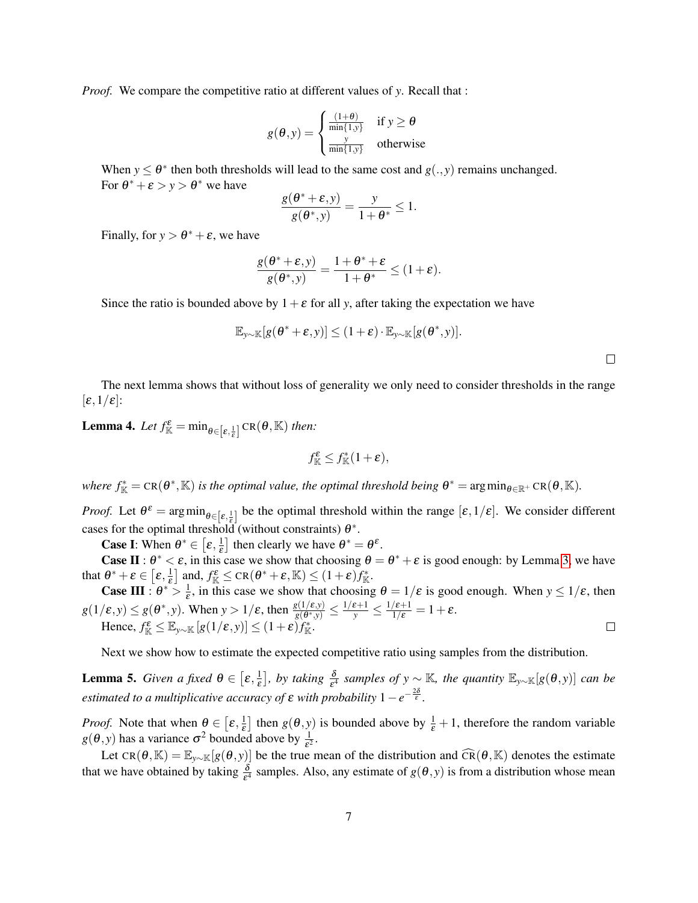*Proof.* We compare the competitive ratio at different values of $y$. Recall that :

$$g(\theta, y) = \begin{cases} \frac{(1+\theta)}{\min\{1,y\}} & \text{if } y \geq \theta \\ \frac{y}{\min\{1,y\}} & \text{otherwise} \end{cases}$$

When $y \leq \theta^*$ then both thresholds will lead to the same cost and $g(.,y)$ remains unchanged.

For $\theta^* + \varepsilon > y > \theta^*$ we have

$$\frac{g(\theta^* + \varepsilon, y)}{g(\theta^*, y)} = \frac{y}{1+\theta^*} \leq 1.$$

Finally, for $y > \theta^* + \varepsilon$, we have

$$\frac{g(\theta^* + \varepsilon, y)}{g(\theta^*, y)} = \frac{1+\theta^* + \varepsilon}{1+\theta^*} \leq (1+\varepsilon).$$

Since the ratio is bounded above by $1+\varepsilon$ for all $y$, after taking the expectation we have

$$\mathbb{E}_{y \sim \mathbb{K}}[g(\theta^* + \varepsilon, y)] \leq (1+\varepsilon) \cdot \mathbb{E}_{y \sim \mathbb{K}}[g(\theta^*, y)].$$

□

The next lemma shows that without loss of generality we only need to consider thresholds in the range $[\varepsilon, 1/\varepsilon]$:

**Lemma 4.** *Let $f_{\mathbb{K}}^{\varepsilon} = \min_{\theta \in [\varepsilon, \frac{1}{\varepsilon}]} \text{CR}(\theta, \mathbb{K})$ then:*

$$f_{\mathbb{K}}^{\varepsilon} \leq f_{\mathbb{K}}^{*}(1+\varepsilon),$$

*where $f_{\mathbb{K}}^{*} = \text{CR}(\theta^*, \mathbb{K})$ is the optimal value, the optimal threshold being $\theta^* = \arg\min_{\theta \in \mathbb{R}^+} \text{CR}(\theta, \mathbb{K})$.*

*Proof.* Let $\theta^{\varepsilon} = \arg\min_{\theta \in [\varepsilon, \frac{1}{\varepsilon}]}$ be the optimal threshold within the range $[\varepsilon, 1/\varepsilon]$. We consider different cases for the optimal threshold (without constraints) $\theta^*$.

**Case I**: When $\theta^* \in [\varepsilon, \frac{1}{\varepsilon}]$ then clearly we have $\theta^* = \theta^{\varepsilon}$.

**Case II** : $\theta^* < \varepsilon$, in this case we show that choosing $\theta = \theta^* + \varepsilon$ is good enough: by Lemma 3, we have that $\theta^* + \varepsilon \in [\varepsilon, \frac{1}{\varepsilon}]$ and, $f_{\mathbb{K}}^{\varepsilon} \leq \text{CR}(\theta^* + \varepsilon, \mathbb{K}) \leq (1+\varepsilon) f_{\mathbb{K}}^{*}$.

**Case III** : $\theta^* > \frac{1}{\varepsilon}$, in this case we show that choosing $\theta = 1/\varepsilon$ is good enough. When $y \leq 1/\varepsilon$, then $g(1/\varepsilon, y) \leq g(\theta^*, y)$. When $y > 1/\varepsilon$, then $\frac{g(1/\varepsilon, y)}{g(\theta^*, y)} \leq \frac{1/\varepsilon + 1}{y} \leq \frac{1/\varepsilon + 1}{1/\varepsilon} = 1 + \varepsilon$.

Hence, $f_{\mathbb{K}}^{\varepsilon} \leq \mathbb{E}_{y \sim \mathbb{K}}[g(1/\varepsilon, y)] \leq (1+\varepsilon) f_{\mathbb{K}}^{*}$. □

Next we show how to estimate the expected competitive ratio using samples from the distribution.

**Lemma 5.** *Given a fixed $\theta \in [\varepsilon, \frac{1}{\varepsilon}]$, by taking $\frac{\delta}{\varepsilon^4}$ samples of $y \sim \mathbb{K}$, the quantity $\mathbb{E}_{y \sim \mathbb{K}}[g(\theta, y)]$ can be estimated to a multiplicative accuracy of $\varepsilon$ with probability $1 - e^{-\frac{2\delta}{\varepsilon}}$.*

*Proof.* Note that when $\theta \in [\varepsilon, \frac{1}{\varepsilon}]$ then $g(\theta, y)$ is bounded above by $\frac{1}{\varepsilon} + 1$, therefore the random variable $g(\theta, y)$ has a variance $\sigma^2$ bounded above by $\frac{1}{\varepsilon^2}$.

Let $\text{CR}(\theta, \mathbb{K}) = \mathbb{E}_{y \sim \mathbb{K}}[g(\theta, y)]$ be the true mean of the distribution and $\widehat{\text{CR}}(\theta, \mathbb{K})$ denotes the estimate that we have obtained by taking $\frac{\delta}{\varepsilon^4}$ samples. Also, any estimate of $g(\theta, y)$ is from a distribution whose mean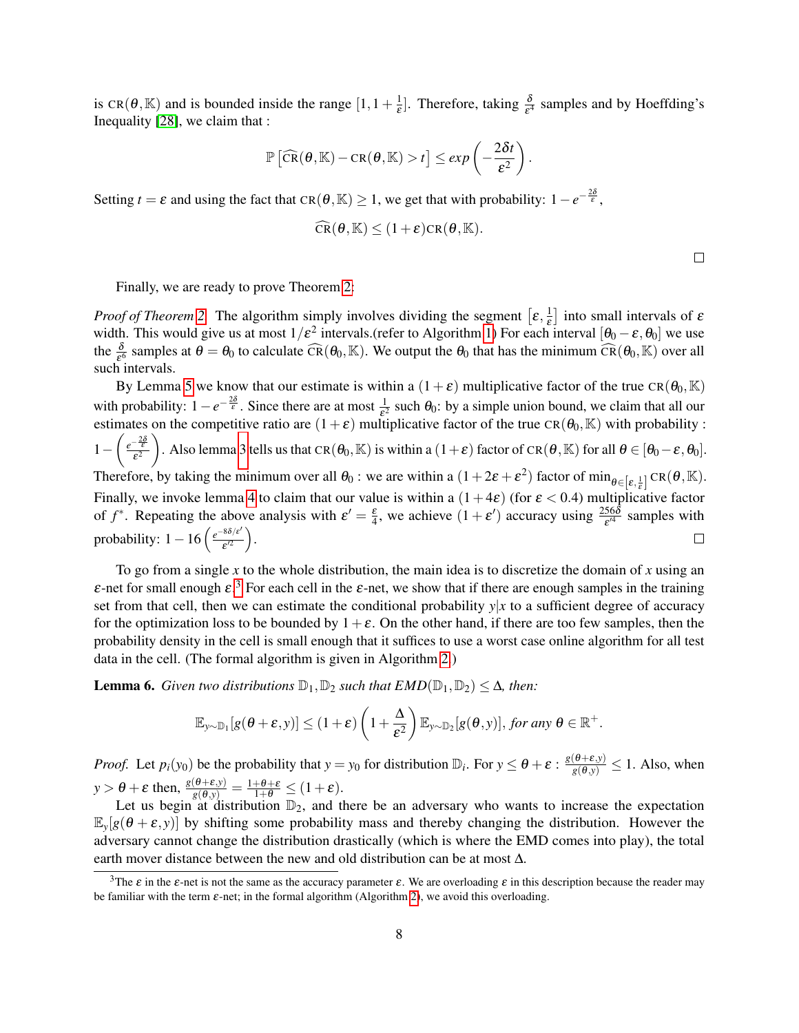is $\text{CR}(\theta,\mathbb{K})$ and is bounded inside the range $[1, 1+\frac{1}{\varepsilon}]$. Therefore, taking $\frac{\delta}{\varepsilon^4}$ samples and by Hoeffding's Inequality [28], we claim that :

$$\mathbb{P}\left[\widehat{\text{CR}}(\theta,\mathbb{K}) - \text{CR}(\theta,\mathbb{K}) > t\right] \leq exp\left(-\frac{2\delta t}{\varepsilon^2}\right).$$

Setting $t = \varepsilon$ and using the fact that $\text{CR}(\theta,\mathbb{K}) \geq 1$, we get that with probability: $1 - e^{-\frac{2\delta}{\varepsilon}}$,

$$\widehat{\text{CR}}(\theta,\mathbb{K}) \leq (1+\varepsilon)\text{CR}(\theta,\mathbb{K}).$$

□

Finally, we are ready to prove Theorem 2:

*Proof of Theorem 2.* The algorithm simply involves dividing the segment $\left[\varepsilon, \frac{1}{\varepsilon}\right]$ into small intervals of $\varepsilon$ width. This would give us at most $1/\varepsilon^2$ intervals.(refer to Algorithm 1) For each interval $[\theta_0 - \varepsilon, \theta_0]$ we use the $\frac{\delta}{\varepsilon^6}$ samples at $\theta = \theta_0$ to calculate $\widehat{\text{CR}}(\theta_0,\mathbb{K})$. We output the $\theta_0$ that has the minimum $\widehat{\text{CR}}(\theta_0,\mathbb{K})$ over all such intervals.

By Lemma 5 we know that our estimate is within a $(1+\varepsilon)$ multiplicative factor of the true $\text{CR}(\theta_0,\mathbb{K})$ with probability: $1 - e^{-\frac{2\delta}{\varepsilon}}$. Since there are at most $\frac{1}{\varepsilon^2}$ such $\theta_0$: by a simple union bound, we claim that all our estimates on the competitive ratio are $(1+\varepsilon)$ multiplicative factor of the true $\text{CR}(\theta_0,\mathbb{K})$ with probability : $1 - \left(\frac{e^{-\frac{2\delta}{\varepsilon}}}{\varepsilon^2}\right)$. Also lemma 3 tells us that $\text{CR}(\theta_0,\mathbb{K})$ is within a $(1+\varepsilon)$ factor of $\text{CR}(\theta,\mathbb{K})$ for all $\theta \in [\theta_0 - \varepsilon, \theta_0]$. Therefore, by taking the minimum over all $\theta_0$ : we are within a $(1+2\varepsilon+\varepsilon^2)$ factor of $\min_{\theta\in[\varepsilon,\frac{1}{\varepsilon}]}\text{CR}(\theta,\mathbb{K})$. Finally, we invoke lemma 4 to claim that our value is within a $(1+4\varepsilon)$ (for $\varepsilon < 0.4$) multiplicative factor of $f^*$. Repeating the above analysis with $\varepsilon' = \frac{\varepsilon}{4}$, we achieve $(1+\varepsilon')$ accuracy using $\frac{256\delta}{\varepsilon'^4}$ samples with probability: $1 - 16\left(\frac{e^{-8\delta/\varepsilon'}}{\varepsilon'^2}\right)$. □

To go from a single $x$ to the whole distribution, the main idea is to discretize the domain of $x$ using an $\varepsilon$-net for small enough $\varepsilon$.[3] For each cell in the $\varepsilon$-net, we show that if there are enough samples in the training set from that cell, then we can estimate the conditional probability $y|x$ to a sufficient degree of accuracy for the optimization loss to be bounded by $1+\varepsilon$. On the other hand, if there are too few samples, then the probability density in the cell is small enough that it suffices to use a worst case online algorithm for all test data in the cell. (The formal algorithm is given in Algorithm 2.)

**Lemma 6.** *Given two distributions $\mathbb{D}_1, \mathbb{D}_2$ such that $EMD(\mathbb{D}_1, \mathbb{D}_2) \leq \Delta$, then:*

$$\mathbb{E}_{y\sim\mathbb{D}_1}[g(\theta+\varepsilon, y)] \leq (1+\varepsilon)\left(1+\frac{\Delta}{\varepsilon^2}\right)\mathbb{E}_{y\sim\mathbb{D}_2}[g(\theta, y)], \textit{ for any } \theta \in \mathbb{R}^+.$$

*Proof.* Let $p_i(y_0)$ be the probability that $y = y_0$ for distribution $\mathbb{D}_i$. For $y \leq \theta+\varepsilon$ : $\frac{g(\theta+\varepsilon,y)}{g(\theta,y)} \leq 1$. Also, when $y > \theta+\varepsilon$ then, $\frac{g(\theta+\varepsilon,y)}{g(\theta,y)} = \frac{1+\theta+\varepsilon}{1+\theta} \leq (1+\varepsilon)$.

Let us begin at distribution $\mathbb{D}_2$, and there be an adversary who wants to increase the expectation $\mathbb{E}_y[g(\theta+\varepsilon, y)]$ by shifting some probability mass and thereby changing the distribution. However the adversary cannot change the distribution drastically (which is where the EMD comes into play), the total earth mover distance between the new and old distribution can be at most $\Delta$.

[3] The $\varepsilon$ in the $\varepsilon$-net is not the same as the accuracy parameter $\varepsilon$. We are overloading $\varepsilon$ in this description because the reader may be familiar with the term $\varepsilon$-net; in the formal algorithm (Algorithm 2), we avoid this overloading.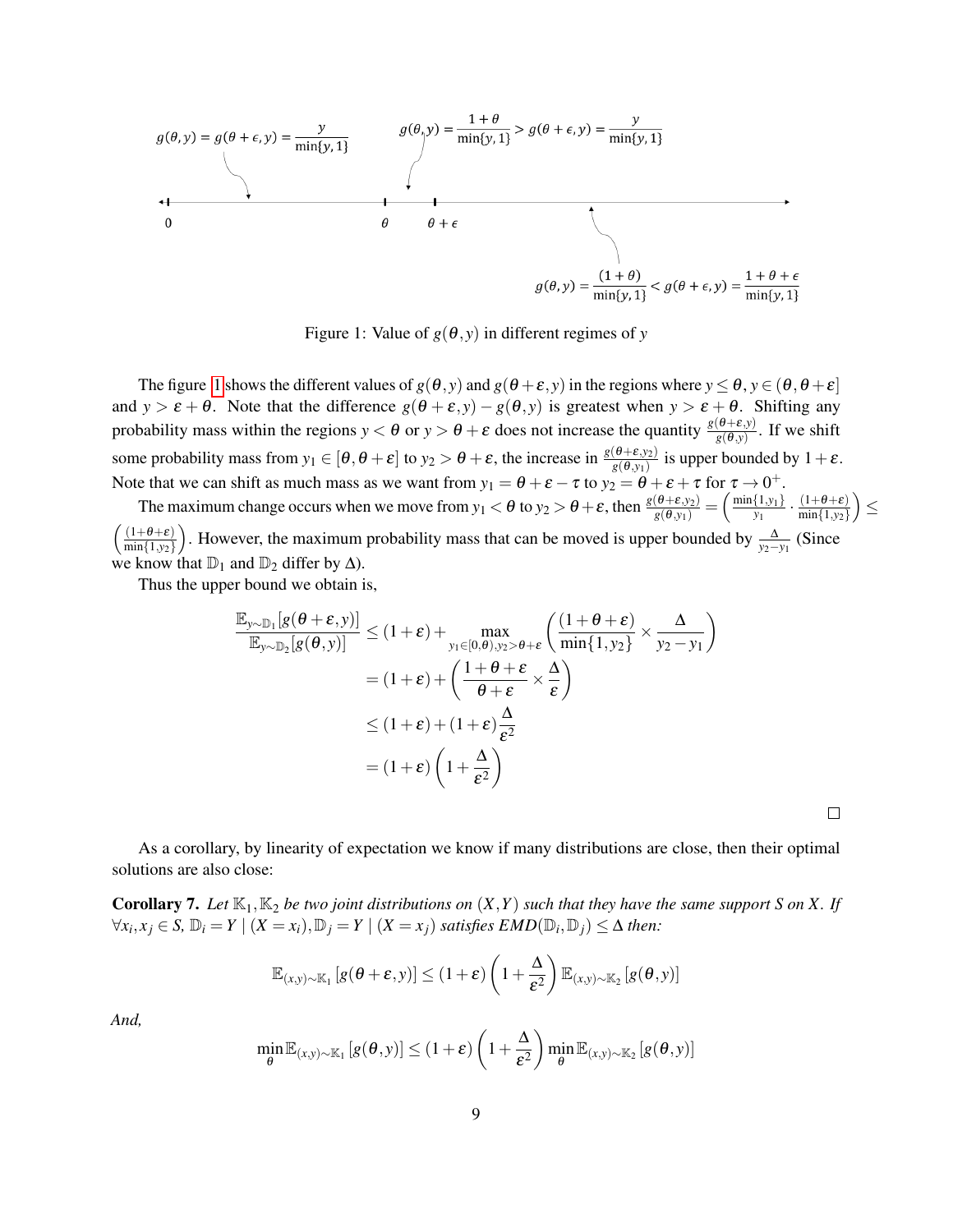Figure 1: Value of $g(\theta, y)$ in different regimes of $y$

The figure 1 shows the different values of $g(\theta, y)$ and $g(\theta+\varepsilon, y)$ in the regions where $y \leq \theta$, $y \in (\theta, \theta+\varepsilon]$ and $y > \varepsilon + \theta$. Note that the difference $g(\theta+\varepsilon, y) - g(\theta, y)$ is greatest when $y > \varepsilon + \theta$. Shifting any probability mass within the regions $y < \theta$ or $y > \theta + \varepsilon$ does not increase the quantity $\frac{g(\theta+\varepsilon,y)}{g(\theta,y)}$. If we shift some probability mass from $y_1 \in [\theta, \theta+\varepsilon]$ to $y_2 > \theta+\varepsilon$, the increase in $\frac{g(\theta+\varepsilon,y_2)}{g(\theta,y_1)}$ is upper bounded by $1+\varepsilon$. Note that we can shift as much mass as we want from $y_1 = \theta+\varepsilon-\tau$ to $y_2 = \theta+\varepsilon+\tau$ for $\tau \to 0^+$.

The maximum change occurs when we move from $y_1 < \theta$ to $y_2 > \theta+\varepsilon$, then $\frac{g(\theta+\varepsilon,y_2)}{g(\theta,y_1)} = \left(\frac{\min\{1,y_1\}}{y_1} \cdot \frac{(1+\theta+\varepsilon)}{\min\{1,y_2\}}\right) \leq \left(\frac{(1+\theta+\varepsilon)}{\min\{1,y_2\}}\right)$. However, the maximum probability mass that can be moved is upper bounded by $\frac{\Delta}{y_2-y_1}$ (Since we know that $\mathbb{D}_1$ and $\mathbb{D}_2$ differ by $\Delta$).

Thus the upper bound we obtain is,

$$
\begin{aligned}
\frac{\mathbb{E}_{y\sim\mathbb{D}_1}[g(\theta+\varepsilon,y)]}{\mathbb{E}_{y\sim\mathbb{D}_2}[g(\theta,y)]} &\leq (1+\varepsilon) + \max_{y_1\in[0,\theta), y_2>\theta+\varepsilon}\left(\frac{(1+\theta+\varepsilon)}{\min\{1,y_2\}} \times \frac{\Delta}{y_2-y_1}\right) \\
&= (1+\varepsilon) + \left(\frac{1+\theta+\varepsilon}{\theta+\varepsilon} \times \frac{\Delta}{\varepsilon}\right) \\
&\leq (1+\varepsilon) + (1+\varepsilon)\frac{\Delta}{\varepsilon^2} \\
&= (1+\varepsilon)\left(1+\frac{\Delta}{\varepsilon^2}\right)
\end{aligned}
$$

□

As a corollary, by linearity of expectation we know if many distributions are close, then their optimal solutions are also close:

**Corollary 7.** *Let $\mathbb{K}_1, \mathbb{K}_2$ be two joint distributions on $(X,Y)$ such that they have the same support $S$ on $X$. If $\forall x_i, x_j \in S$, $\mathbb{D}_i = Y \mid (X = x_i), \mathbb{D}_j = Y \mid (X = x_j)$ satisfies $EMD(\mathbb{D}_i, \mathbb{D}_j) \leq \Delta$ then:*

$$
\mathbb{E}_{(x,y)\sim\mathbb{K}_1}[g(\theta+\varepsilon,y)] \leq (1+\varepsilon)\left(1+\frac{\Delta}{\varepsilon^2}\right)\mathbb{E}_{(x,y)\sim\mathbb{K}_2}[g(\theta,y)]
$$

*And,*

$$
\min_\theta \mathbb{E}_{(x,y)\sim\mathbb{K}_1}[g(\theta,y)] \leq (1+\varepsilon)\left(1+\frac{\Delta}{\varepsilon^2}\right)\min_\theta \mathbb{E}_{(x,y)\sim\mathbb{K}_2}[g(\theta,y)]
$$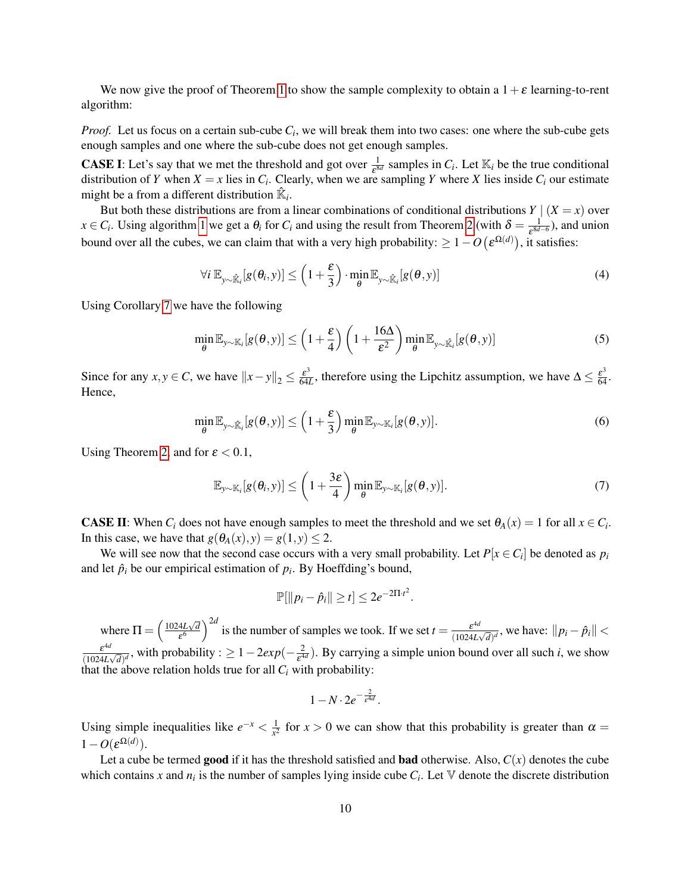We now give the proof of Theorem 1 to show the sample complexity to obtain a $1+\varepsilon$ learning-to-rent algorithm:

*Proof.* Let us focus on a certain sub-cube $C_i$, we will break them into two cases: one where the sub-cube gets enough samples and one where the sub-cube does not get enough samples.

**CASE I**: Let's say that we met the threshold and got over $\frac{1}{\varepsilon^{8d}}$ samples in $C_i$. Let $\mathbb{K}_i$ be the true conditional distribution of $Y$ when $X = x$ lies in $C_i$. Clearly, when we are sampling $Y$ where $X$ lies inside $C_i$ our estimate might be a from a different distribution $\hat{\mathbb{K}}_i$.

But both these distributions are from a linear combinations of conditional distributions $Y \mid (X = x)$ over $x \in C_i$. Using algorithm 1 we get a $\theta_i$ for $C_i$ and using the result from Theorem 2 (with $\delta = \frac{1}{\varepsilon^{8d-6}}$), and union bound over all the cubes, we can claim that with a very high probability: $\geq 1 - O\left(\varepsilon^{\Omega(d)}\right)$, it satisfies:

$$\forall i\ \mathbb{E}_{y\sim\hat{\mathbb{K}}_i}[g(\theta_i, y)] \leq \left(1 + \frac{\varepsilon}{3}\right) \cdot \min_{\theta} \mathbb{E}_{y\sim\hat{\mathbb{K}}_i}[g(\theta, y)] \tag{4}$$

Using Corollary 7 we have the following

$$\min_{\theta} \mathbb{E}_{y\sim\mathbb{K}_i}[g(\theta, y)] \leq \left(1 + \frac{\varepsilon}{4}\right)\left(1 + \frac{16\Delta}{\varepsilon^2}\right) \min_{\theta} \mathbb{E}_{y\sim\hat{\mathbb{K}}_i}[g(\theta, y)] \tag{5}$$

Since for any $x, y \in C$, we have $\|x - y\|_2 \leq \frac{\varepsilon^3}{64L}$, therefore using the Lipchitz assumption, we have $\Delta \leq \frac{\varepsilon^3}{64}$. Hence,

$$\min_{\theta} \mathbb{E}_{y\sim\hat{\mathbb{K}}_i}[g(\theta, y)] \leq \left(1 + \frac{\varepsilon}{3}\right) \min_{\theta} \mathbb{E}_{y\sim\mathbb{K}_i}[g(\theta, y)]. \tag{6}$$

Using Theorem 2, and for $\varepsilon < 0.1$,

$$\mathbb{E}_{y\sim\mathbb{K}_i}[g(\theta_i, y)] \leq \left(1 + \frac{3\varepsilon}{4}\right) \min_{\theta} \mathbb{E}_{y\sim\mathbb{K}_i}[g(\theta, y)]. \tag{7}$$

**CASE II**: When $C_i$ does not have enough samples to meet the threshold and we set $\theta_A(x) = 1$ for all $x \in C_i$. In this case, we have that $g(\theta_A(x), y) = g(1, y) \leq 2$.

We will see now that the second case occurs with a very small probability. Let $P[x \in C_i]$ be denoted as $p_i$ and let $\hat{p}_i$ be our empirical estimation of $p_i$. By Hoeffding's bound,

$$\mathbb{P}[\|p_i - \hat{p}_i\| \geq t] \leq 2e^{-2\Pi \cdot t^2}.$$

where $\Pi = \left(\frac{1024L\sqrt{d}}{\varepsilon^6}\right)^{2d}$ is the number of samples we took. If we set $t = \frac{\varepsilon^{4d}}{(1024L\sqrt{d})^d}$, we have: $\|p_i - \hat{p}_i\| < \frac{\varepsilon^{4d}}{(1024L\sqrt{d})^d}$, with probability : $\geq 1 - 2exp(-\frac{2}{\varepsilon^{4d}})$. By carrying a simple union bound over all such $i$, we show that the above relation holds true for all $C_i$ with probability:

$$1 - N \cdot 2e^{-\frac{2}{\varepsilon^{4d}}}.$$

Using simple inequalities like $e^{-x} < \frac{1}{x^2}$ for $x > 0$ we can show that this probability is greater than $\alpha = 1 - O(\varepsilon^{\Omega(d)})$.

Let a cube be termed **good** if it has the threshold satisfied and **bad** otherwise. Also, $C(x)$ denotes the cube which contains $x$ and $n_i$ is the number of samples lying inside cube $C_i$. Let $\mathbb{V}$ denote the discrete distribution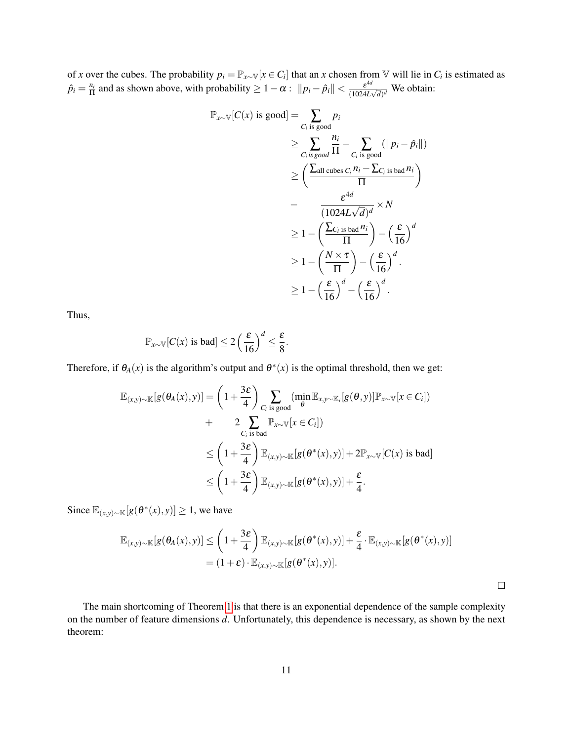of $x$ over the cubes. The probability $p_i = \mathbb{P}_{x\sim\mathbb{V}}[x \in C_i]$ that an $x$ chosen from $\mathbb{V}$ will lie in $C_i$ is estimated as $\hat{p}_i = \frac{n_i}{\Pi}$ and as shown above, with probability $\geq 1-\alpha$ : $\|p_i - \hat{p}_i\| < \frac{\varepsilon^{4d}}{(1024L\sqrt{d})^d}$ We obtain:

$$
\begin{aligned}
\mathbb{P}_{x\sim\mathbb{V}}[C(x) \text{ is good}] &= \sum_{C_i \text{ is good}} p_i \\
&\geq \sum_{C_i \, is \, good} \frac{n_i}{\Pi} - \sum_{C_i \text{ is good}} (\|p_i - \hat{p}_i\|) \\
&\geq \left( \frac{\sum_{\text{all cubes } C_i} n_i - \sum_{C_i \text{ is bad}} n_i}{\Pi} \right) \\
&- \quad \frac{\varepsilon^{4d}}{(1024L\sqrt{d})^d} \times N \\
&\geq 1 - \left( \frac{\sum_{C_i \text{ is bad}} n_i}{\Pi} \right) - \left(\frac{\varepsilon}{16}\right)^d \\
&\geq 1 - \left( \frac{N \times \tau}{\Pi} \right) - \left(\frac{\varepsilon}{16}\right)^d . \\
&\geq 1 - \left(\frac{\varepsilon}{16}\right)^d - \left(\frac{\varepsilon}{16}\right)^d .
\end{aligned}
$$

Thus,

$$
\mathbb{P}_{x\sim\mathbb{V}}[C(x) \text{ is bad}] \leq 2\left(\frac{\varepsilon}{16}\right)^d \leq \frac{\varepsilon}{8}.
$$

Therefore, if $\theta_A(x)$ is the algorithm's output and $\theta^*(x)$ is the optimal threshold, then we get:

$$
\begin{aligned}
\mathbb{E}_{(x,y)\sim\mathbb{K}}[g(\theta_A(x), y)] &= \left(1 + \frac{3\varepsilon}{4}\right) \sum_{C_i \text{ is good}} (\min_{\theta} \mathbb{E}_{x,y\sim\mathbb{K}_i}[g(\theta, y)] \mathbb{P}_{x\sim\mathbb{V}}[x \in C_i]) \\
&+ \quad 2 \sum_{C_i \text{ is bad}} \mathbb{P}_{x\sim\mathbb{V}}[x \in C_i]) \\
&\leq \left(1 + \frac{3\varepsilon}{4}\right) \mathbb{E}_{(x,y)\sim\mathbb{K}}[g(\theta^*(x), y)] + 2\mathbb{P}_{x\sim\mathbb{V}}[C(x) \text{ is bad}] \\
&\leq \left(1 + \frac{3\varepsilon}{4}\right) \mathbb{E}_{(x,y)\sim\mathbb{K}}[g(\theta^*(x), y)] + \frac{\varepsilon}{4}.
\end{aligned}
$$

Since $\mathbb{E}_{(x,y)\sim\mathbb{K}}[g(\theta^*(x), y)] \geq 1$, we have

$$
\begin{aligned}
\mathbb{E}_{(x,y)\sim\mathbb{K}}[g(\theta_A(x), y)] &\leq \left(1 + \frac{3\varepsilon}{4}\right) \mathbb{E}_{(x,y)\sim\mathbb{K}}[g(\theta^*(x), y)] + \frac{\varepsilon}{4} \cdot \mathbb{E}_{(x,y)\sim\mathbb{K}}[g(\theta^*(x), y)] \\
&= (1 + \varepsilon) \cdot \mathbb{E}_{(x,y)\sim\mathbb{K}}[g(\theta^*(x), y)].
\end{aligned}
$$

□

The main shortcoming of Theorem 1 is that there is an exponential dependence of the sample complexity on the number of feature dimensions $d$. Unfortunately, this dependence is necessary, as shown by the next theorem: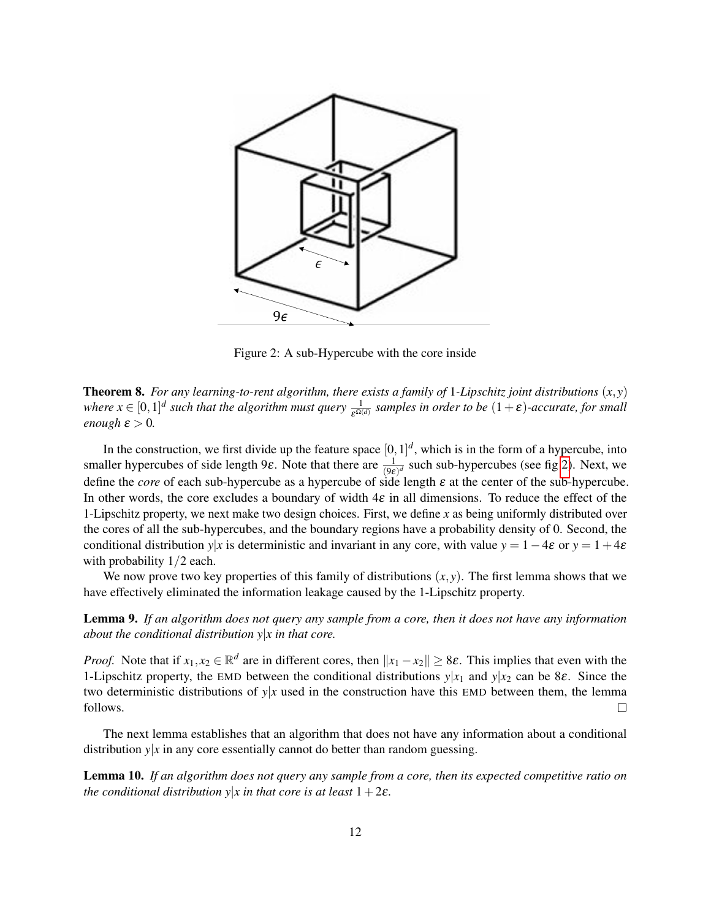Figure 2: A sub-Hypercube with the core inside

**Theorem 8.** *For any learning-to-rent algorithm, there exists a family of* 1*-Lipschitz joint distributions* $(x, y)$ *where* $x \in [0,1]^d$ *such that the algorithm must query* $\frac{1}{\varepsilon^{\Omega(d)}}$ *samples in order to be* $(1+\varepsilon)$*-accurate, for small enough* $\varepsilon > 0$*.*

In the construction, we first divide up the feature space $[0,1]^d$, which is in the form of a hypercube, into smaller hypercubes of side length $9\varepsilon$. Note that there are $\frac{1}{(9\varepsilon)^d}$ such sub-hypercubes (see fig 2). Next, we define the *core* of each sub-hypercube as a hypercube of side length $\varepsilon$ at the center of the sub-hypercube. In other words, the core excludes a boundary of width $4\varepsilon$ in all dimensions. To reduce the effect of the 1-Lipschitz property, we next make two design choices. First, we define $x$ as being uniformly distributed over the cores of all the sub-hypercubes, and the boundary regions have a probability density of 0. Second, the conditional distribution $y|x$ is deterministic and invariant in any core, with value $y = 1 - 4\varepsilon$ or $y = 1 + 4\varepsilon$ with probability $1/2$ each.

We now prove two key properties of this family of distributions $(x, y)$. The first lemma shows that we have effectively eliminated the information leakage caused by the 1-Lipschitz property.

**Lemma 9.** *If an algorithm does not query any sample from a core, then it does not have any information about the conditional distribution* $y|x$ *in that core.*

*Proof.* Note that if $x_1, x_2 \in \mathbb{R}^d$ are in different cores, then $\|x_1 - x_2\| \geq 8\varepsilon$. This implies that even with the 1-Lipschitz property, the EMD between the conditional distributions $y|x_1$ and $y|x_2$ can be $8\varepsilon$. Since the two deterministic distributions of $y|x$ used in the construction have this EMD between them, the lemma follows. □

The next lemma establishes that an algorithm that does not have any information about a conditional distribution $y|x$ in any core essentially cannot do better than random guessing.

**Lemma 10.** *If an algorithm does not query any sample from a core, then its expected competitive ratio on the conditional distribution* $y|x$ *in that core is at least* $1 + 2\varepsilon$*.*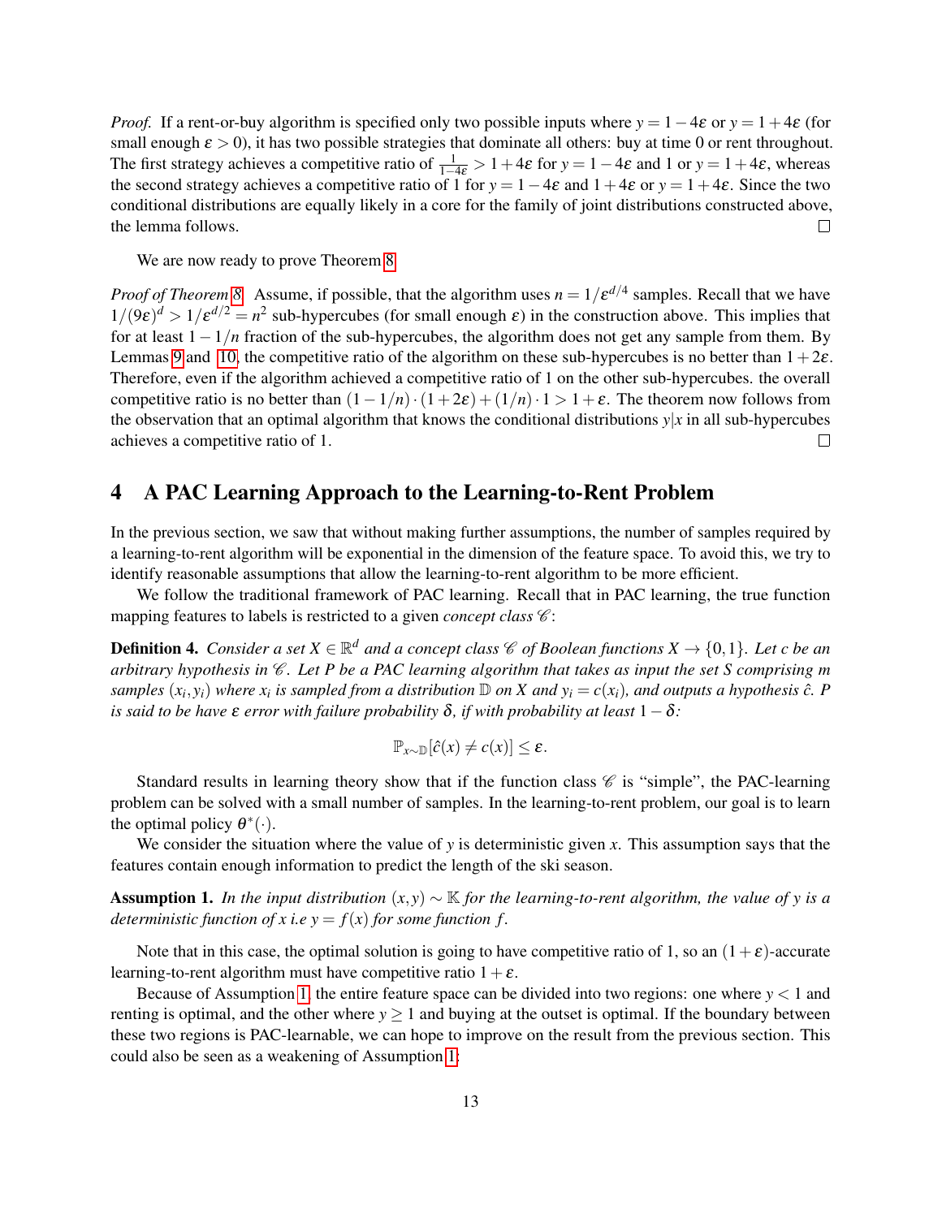*Proof.* If a rent-or-buy algorithm is specified only two possible inputs where $y = 1-4\varepsilon$ or $y = 1+4\varepsilon$ (for small enough $\varepsilon > 0$), it has two possible strategies that dominate all others: buy at time 0 or rent throughout. The first strategy achieves a competitive ratio of $\frac{1}{1-4\varepsilon} > 1+4\varepsilon$ for $y = 1-4\varepsilon$ and 1 or $y = 1+4\varepsilon$, whereas the second strategy achieves a competitive ratio of 1 for $y = 1-4\varepsilon$ and $1+4\varepsilon$ or $y = 1+4\varepsilon$. Since the two conditional distributions are equally likely in a core for the family of joint distributions constructed above, the lemma follows. □

We are now ready to prove Theorem 8.

*Proof of Theorem 8.* Assume, if possible, that the algorithm uses $n = 1/\varepsilon^{d/4}$ samples. Recall that we have $1/(9\varepsilon)^d > 1/\varepsilon^{d/2} = n^2$ sub-hypercubes (for small enough $\varepsilon$) in the construction above. This implies that for at least $1-1/n$ fraction of the sub-hypercubes, the algorithm does not get any sample from them. By Lemmas 9 and 10, the competitive ratio of the algorithm on these sub-hypercubes is no better than $1+2\varepsilon$. Therefore, even if the algorithm achieved a competitive ratio of 1 on the other sub-hypercubes. the overall competitive ratio is no better than $(1-1/n)\cdot(1+2\varepsilon)+(1/n)\cdot 1 > 1+\varepsilon$. The theorem now follows from the observation that an optimal algorithm that knows the conditional distributions $y|x$ in all sub-hypercubes achieves a competitive ratio of 1. □

## 4 A PAC Learning Approach to the Learning-to-Rent Problem

In the previous section, we saw that without making further assumptions, the number of samples required by a learning-to-rent algorithm will be exponential in the dimension of the feature space. To avoid this, we try to identify reasonable assumptions that allow the learning-to-rent algorithm to be more efficient.

We follow the traditional framework of PAC learning. Recall that in PAC learning, the true function mapping features to labels is restricted to a given *concept class* $\mathscr{C}$:

**Definition 4.** *Consider a set $X \in \mathbb{R}^d$ and a concept class $\mathscr{C}$ of Boolean functions $X \to \{0,1\}$. Let $c$ be an arbitrary hypothesis in $\mathscr{C}$. Let $P$ be a PAC learning algorithm that takes as input the set $S$ comprising $m$ samples $(x_i, y_i)$ where $x_i$ is sampled from a distribution $\mathbb{D}$ on $X$ and $y_i = c(x_i)$, and outputs a hypothesis $\hat{c}$. $P$ is said to be have $\varepsilon$ error with failure probability $\delta$, if with probability at least $1-\delta$:*

$$\mathbb{P}_{x\sim\mathbb{D}}[\hat{c}(x) \neq c(x)] \leq \varepsilon.$$

Standard results in learning theory show that if the function class $\mathscr{C}$ is "simple", the PAC-learning problem can be solved with a small number of samples. In the learning-to-rent problem, our goal is to learn the optimal policy $\theta^*(\cdot)$.

We consider the situation where the value of $y$ is deterministic given $x$. This assumption says that the features contain enough information to predict the length of the ski season.

**Assumption 1.** *In the input distribution $(x,y) \sim \mathbb{K}$ for the learning-to-rent algorithm, the value of $y$ is a deterministic function of $x$ i.e $y = f(x)$ for some function $f$.*

Note that in this case, the optimal solution is going to have competitive ratio of 1, so an $(1+\varepsilon)$-accurate learning-to-rent algorithm must have competitive ratio $1+\varepsilon$.

Because of Assumption 1, the entire feature space can be divided into two regions: one where $y < 1$ and renting is optimal, and the other where $y \geq 1$ and buying at the outset is optimal. If the boundary between these two regions is PAC-learnable, we can hope to improve on the result from the previous section. This could also be seen as a weakening of Assumption 1: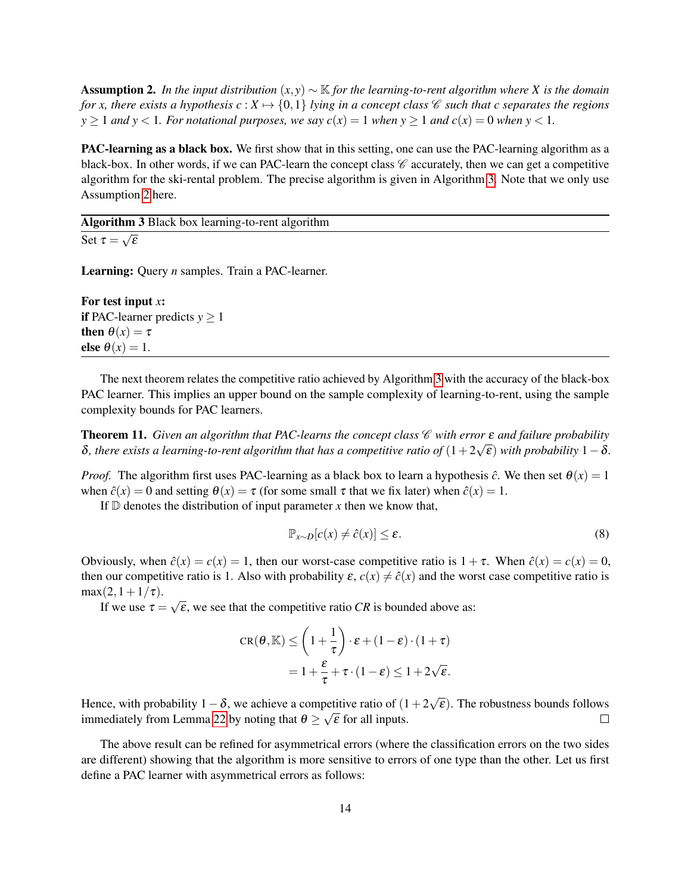**Assumption 2.** *In the input distribution $(x, y) \sim \mathbb{K}$ for the learning-to-rent algorithm where $X$ is the domain for $x$, there exists a hypothesis $c : X \mapsto \{0, 1\}$ lying in a concept class $\mathscr{C}$ such that $c$ separates the regions $y \geq 1$ and $y < 1$. For notational purposes, we say $c(x) = 1$ when $y \geq 1$ and $c(x) = 0$ when $y < 1$.*

**PAC-learning as a black box.** We first show that in this setting, one can use the PAC-learning algorithm as a black-box. In other words, if we can PAC-learn the concept class $\mathscr{C}$ accurately, then we can get a competitive algorithm for the ski-rental problem. The precise algorithm is given in Algorithm 3. Note that we only use Assumption 2 here.

---

**Algorithm 3** Black box learning-to-rent algorithm

---

Set $\tau = \sqrt{\varepsilon}$

**Learning:** Query $n$ samples. Train a PAC-learner.

**For test input $x$:**
**if** PAC-learner predicts $y \geq 1$
**then** $\theta(x) = \tau$
**else** $\theta(x) = 1$.

---

The next theorem relates the competitive ratio achieved by Algorithm 3 with the accuracy of the black-box PAC learner. This implies an upper bound on the sample complexity of learning-to-rent, using the sample complexity bounds for PAC learners.

**Theorem 11.** *Given an algorithm that PAC-learns the concept class $\mathscr{C}$ with error $\varepsilon$ and failure probability $\delta$, there exists a learning-to-rent algorithm that has a competitive ratio of $(1 + 2\sqrt{\varepsilon})$ with probability $1 - \delta$.*

*Proof.* The algorithm first uses PAC-learning as a black box to learn a hypothesis $\hat{c}$. We then set $\theta(x) = 1$ when $\hat{c}(x) = 0$ and setting $\theta(x) = \tau$ (for some small $\tau$ that we fix later) when $\hat{c}(x) = 1$.

If $\mathbb{D}$ denotes the distribution of input parameter $x$ then we know that,

$$\mathbb{P}_{x \sim D}[c(x) \neq \hat{c}(x)] \leq \varepsilon. \tag{8}$$

Obviously, when $\hat{c}(x) = c(x) = 1$, then our worst-case competitive ratio is $1 + \tau$. When $\hat{c}(x) = c(x) = 0$, then our competitive ratio is 1. Also with probability $\varepsilon$, $c(x) \neq \hat{c}(x)$ and the worst case competitive ratio is $\max(2, 1 + 1/\tau)$.

If we use $\tau = \sqrt{\varepsilon}$, we see that the competitive ratio $CR$ is bounded above as:

$$\begin{aligned}
\text{CR}(\theta, \mathbb{K}) &\leq \left(1 + \frac{1}{\tau}\right) \cdot \varepsilon + (1 - \varepsilon) \cdot (1 + \tau) \\
&= 1 + \frac{\varepsilon}{\tau} + \tau \cdot (1 - \varepsilon) \leq 1 + 2\sqrt{\varepsilon}.
\end{aligned}$$

Hence, with probability $1 - \delta$, we achieve a competitive ratio of $(1 + 2\sqrt{\varepsilon})$. The robustness bounds follows immediately from Lemma 22 by noting that $\theta \geq \sqrt{\varepsilon}$ for all inputs. $\square$

The above result can be refined for asymmetrical errors (where the classification errors on the two sides are different) showing that the algorithm is more sensitive to errors of one type than the other. Let us first define a PAC learner with asymmetrical errors as follows: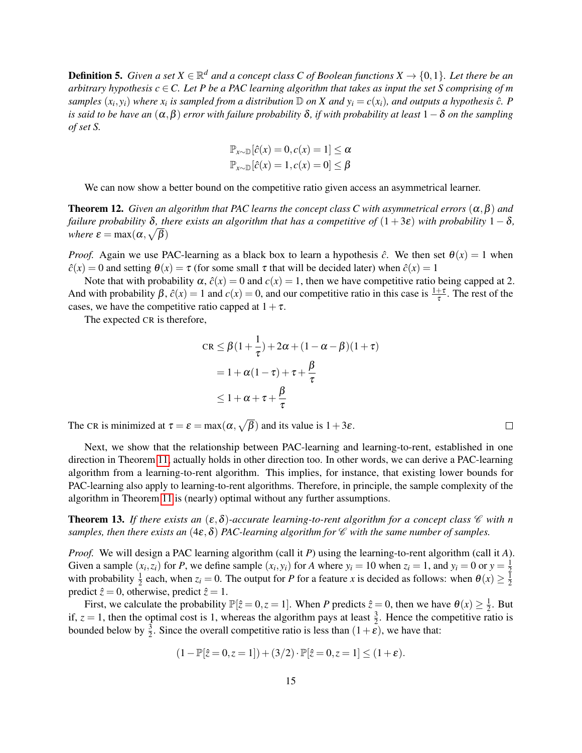**Definition 5.** *Given a set $X \in \mathbb{R}^d$ and a concept class $C$ of Boolean functions $X \to \{0,1\}$. Let there be an arbitrary hypothesis $c \in C$. Let $P$ be a PAC learning algorithm that takes as input the set $S$ comprising of $m$ samples $(x_i, y_i)$ where $x_i$ is sampled from a distribution $\mathbb{D}$ on $X$ and $y_i = c(x_i)$, and outputs a hypothesis $\hat{c}$. $P$ is said to be have an $(\alpha, \beta)$ error with failure probability $\delta$, if with probability at least $1-\delta$ on the sampling of set $S$.*

$$\mathbb{P}_{x\sim\mathbb{D}}[\hat{c}(x) = 0, c(x) = 1] \leq \alpha$$
$$\mathbb{P}_{x\sim\mathbb{D}}[\hat{c}(x) = 1, c(x) = 0] \leq \beta$$

We can now show a better bound on the competitive ratio given access an asymmetrical learner.

**Theorem 12.** *Given an algorithm that PAC learns the concept class $C$ with asymmetrical errors $(\alpha, \beta)$ and failure probability $\delta$, there exists an algorithm that has a competitive of $(1+3\varepsilon)$ with probability $1-\delta$, where $\varepsilon = \max(\alpha, \sqrt{\beta})$*

*Proof.* Again we use PAC-learning as a black box to learn a hypothesis $\hat{c}$. We then set $\theta(x) = 1$ when $\hat{c}(x) = 0$ and setting $\theta(x) = \tau$ (for some small $\tau$ that will be decided later) when $\hat{c}(x) = 1$

Note that with probability $\alpha$, $\hat{c}(x) = 0$ and $c(x) = 1$, then we have competitive ratio being capped at 2. And with probability $\beta$, $\hat{c}(x) = 1$ and $c(x) = 0$, and our competitive ratio in this case is $\frac{1+\tau}{\tau}$. The rest of the cases, we have the competitive ratio capped at $1+\tau$.

The expected CR is therefore,

$$\begin{aligned}
\text{CR} &\leq \beta(1+\frac{1}{\tau}) + 2\alpha + (1-\alpha-\beta)(1+\tau) \\
&= 1 + \alpha(1-\tau) + \tau + \frac{\beta}{\tau} \\
&\leq 1 + \alpha + \tau + \frac{\beta}{\tau}
\end{aligned}$$

The CR is minimized at $\tau = \varepsilon = \max(\alpha, \sqrt{\beta})$ and its value is $1+3\varepsilon$. ∎

Next, we show that the relationship between PAC-learning and learning-to-rent, established in one direction in Theorem 11, actually holds in other direction too. In other words, we can derive a PAC-learning algorithm from a learning-to-rent algorithm. This implies, for instance, that existing lower bounds for PAC-learning also apply to learning-to-rent algorithms. Therefore, in principle, the sample complexity of the algorithm in Theorem 11 is (nearly) optimal without any further assumptions.

**Theorem 13.** *If there exists an $(\varepsilon, \delta)$-accurate learning-to-rent algorithm for a concept class $\mathscr{C}$ with $n$ samples, then there exists an $(4\varepsilon, \delta)$ PAC-learning algorithm for $\mathscr{C}$ with the same number of samples.*

*Proof.* We will design a PAC learning algorithm (call it $P$) using the learning-to-rent algorithm (call it $A$). Given a sample $(x_i, z_i)$ for $P$, we define sample $(x_i, y_i)$ for $A$ where $y_i = 10$ when $z_i = 1$, and $y_i = 0$ or $y = \frac{1}{2}$ with probability $\frac{1}{2}$ each, when $z_i = 0$. The output for $P$ for a feature $x$ is decided as follows: when $\theta(x) \geq \frac{1}{2}$ predict $\hat{z} = 0$, otherwise, predict $\hat{z} = 1$.

First, we calculate the probability $\mathbb{P}[\hat{z} = 0, z = 1]$. When $P$ predicts $\hat{z} = 0$, then we have $\theta(x) \geq \frac{1}{2}$. But if, $z = 1$, then the optimal cost is 1, whereas the algorithm pays at least $\frac{3}{2}$. Hence the competitive ratio is bounded below by $\frac{3}{2}$. Since the overall competitive ratio is less than $(1+\varepsilon)$, we have that:

$$(1 - \mathbb{P}[\hat{z} = 0, z = 1]) + (3/2) \cdot \mathbb{P}[\hat{z} = 0, z = 1] \leq (1+\varepsilon).$$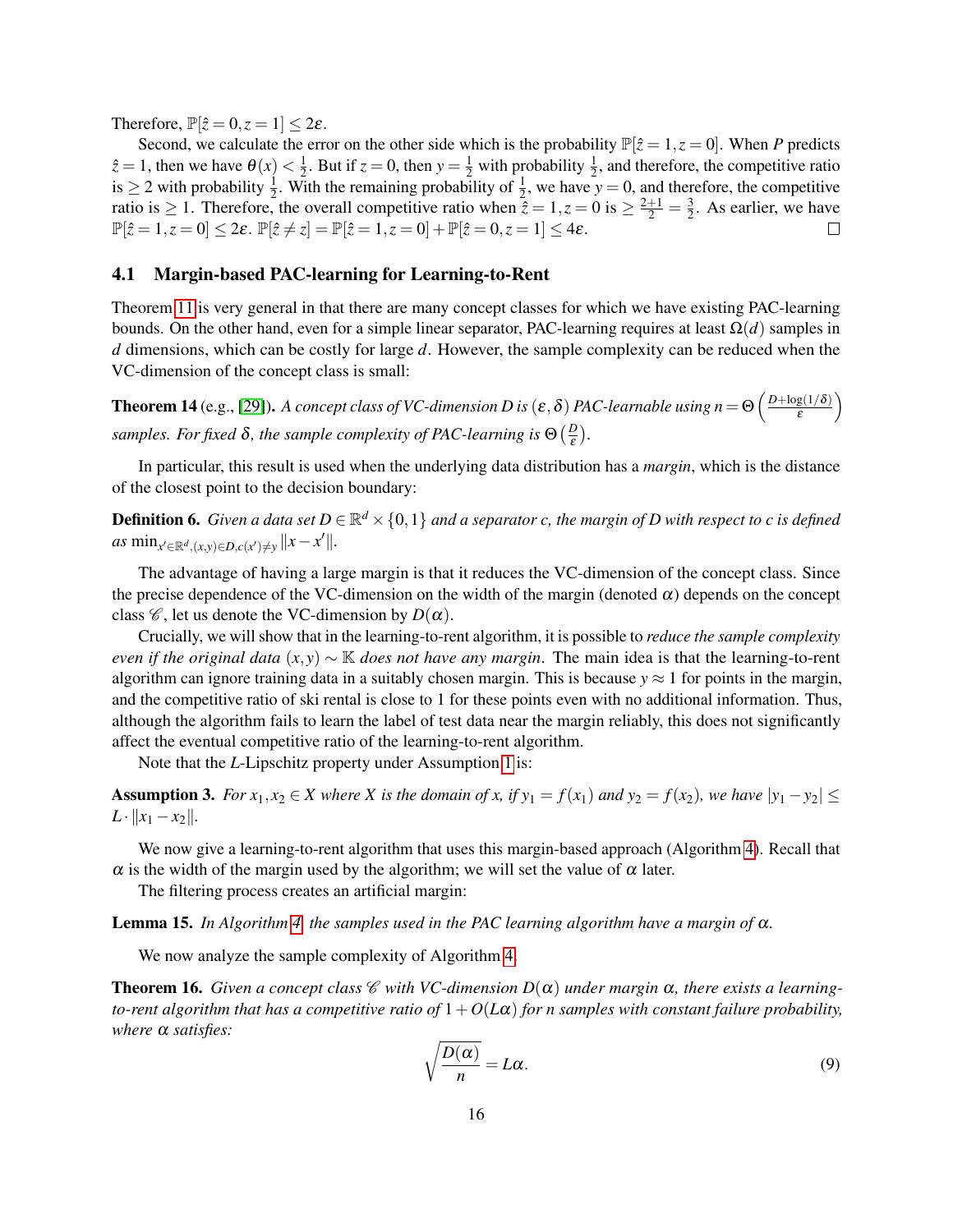Therefore, $\mathbb{P}[\hat{z}=0, z=1] \leq 2\varepsilon$.

Second, we calculate the error on the other side which is the probability $\mathbb{P}[\hat{z}=1, z=0]$. When $P$ predicts $\hat{z}=1$, then we have $\theta(x) < \frac{1}{2}$. But if $z=0$, then $y=\frac{1}{2}$ with probability $\frac{1}{2}$, and therefore, the competitive ratio is $\geq 2$ with probability $\frac{1}{2}$. With the remaining probability of $\frac{1}{2}$, we have $y=0$, and therefore, the competitive ratio is $\geq 1$. Therefore, the overall competitive ratio when $\hat{z}=1, z=0$ is $\geq \frac{2+1}{2} = \frac{3}{2}$. As earlier, we have $\mathbb{P}[\hat{z}=1, z=0] \leq 2\varepsilon$. $\mathbb{P}[\hat{z} \neq z] = \mathbb{P}[\hat{z}=1, z=0] + \mathbb{P}[\hat{z}=0, z=1] \leq 4\varepsilon$. □

### 4.1 Margin-based PAC-learning for Learning-to-Rent

Theorem 11 is very general in that there are many concept classes for which we have existing PAC-learning bounds. On the other hand, even for a simple linear separator, PAC-learning requires at least $\Omega(d)$ samples in $d$ dimensions, which can be costly for large $d$. However, the sample complexity can be reduced when the VC-dimension of the concept class is small:

**Theorem 14** (e.g., [29]). *A concept class of VC-dimension $D$ is $(\varepsilon, \delta)$ PAC-learnable using $n = \Theta\left(\frac{D+\log(1/\delta)}{\varepsilon}\right)$ samples. For fixed $\delta$, the sample complexity of PAC-learning is $\Theta\left(\frac{D}{\varepsilon}\right)$.*

In particular, this result is used when the underlying data distribution has a *margin*, which is the distance of the closest point to the decision boundary:

**Definition 6.** *Given a data set $D \in \mathbb{R}^d \times \{0,1\}$ and a separator $c$, the margin of $D$ with respect to $c$ is defined as $\min_{x' \in \mathbb{R}^d, (x,y) \in D, c(x') \neq y} \|x - x'\|$.*

The advantage of having a large margin is that it reduces the VC-dimension of the concept class. Since the precise dependence of the VC-dimension on the width of the margin (denoted $\alpha$) depends on the concept class $\mathscr{C}$, let us denote the VC-dimension by $D(\alpha)$.

Crucially, we will show that in the learning-to-rent algorithm, it is possible to *reduce the sample complexity even if the original data $(x,y) \sim \mathbb{K}$ does not have any margin*. The main idea is that the learning-to-rent algorithm can ignore training data in a suitably chosen margin. This is because $y \approx 1$ for points in the margin, and the competitive ratio of ski rental is close to 1 for these points even with no additional information. Thus, although the algorithm fails to learn the label of test data near the margin reliably, this does not significantly affect the eventual competitive ratio of the learning-to-rent algorithm.

Note that the $L$-Lipschitz property under Assumption 1 is:

**Assumption 3.** *For $x_1, x_2 \in X$ where $X$ is the domain of $x$, if $y_1 = f(x_1)$ and $y_2 = f(x_2)$, we have $|y_1 - y_2| \leq L \cdot \|x_1 - x_2\|$.*

We now give a learning-to-rent algorithm that uses this margin-based approach (Algorithm 4). Recall that $\alpha$ is the width of the margin used by the algorithm; we will set the value of $\alpha$ later.

The filtering process creates an artificial margin:

**Lemma 15.** *In Algorithm 4, the samples used in the PAC learning algorithm have a margin of $\alpha$.*

We now analyze the sample complexity of Algorithm 4.

**Theorem 16.** *Given a concept class $\mathscr{C}$ with VC-dimension $D(\alpha)$ under margin $\alpha$, there exists a learning-to-rent algorithm that has a competitive ratio of $1 + O(L\alpha)$ for $n$ samples with constant failure probability, where $\alpha$ satisfies:*

$$\sqrt{\frac{D(\alpha)}{n}} = L\alpha. \tag{9}$$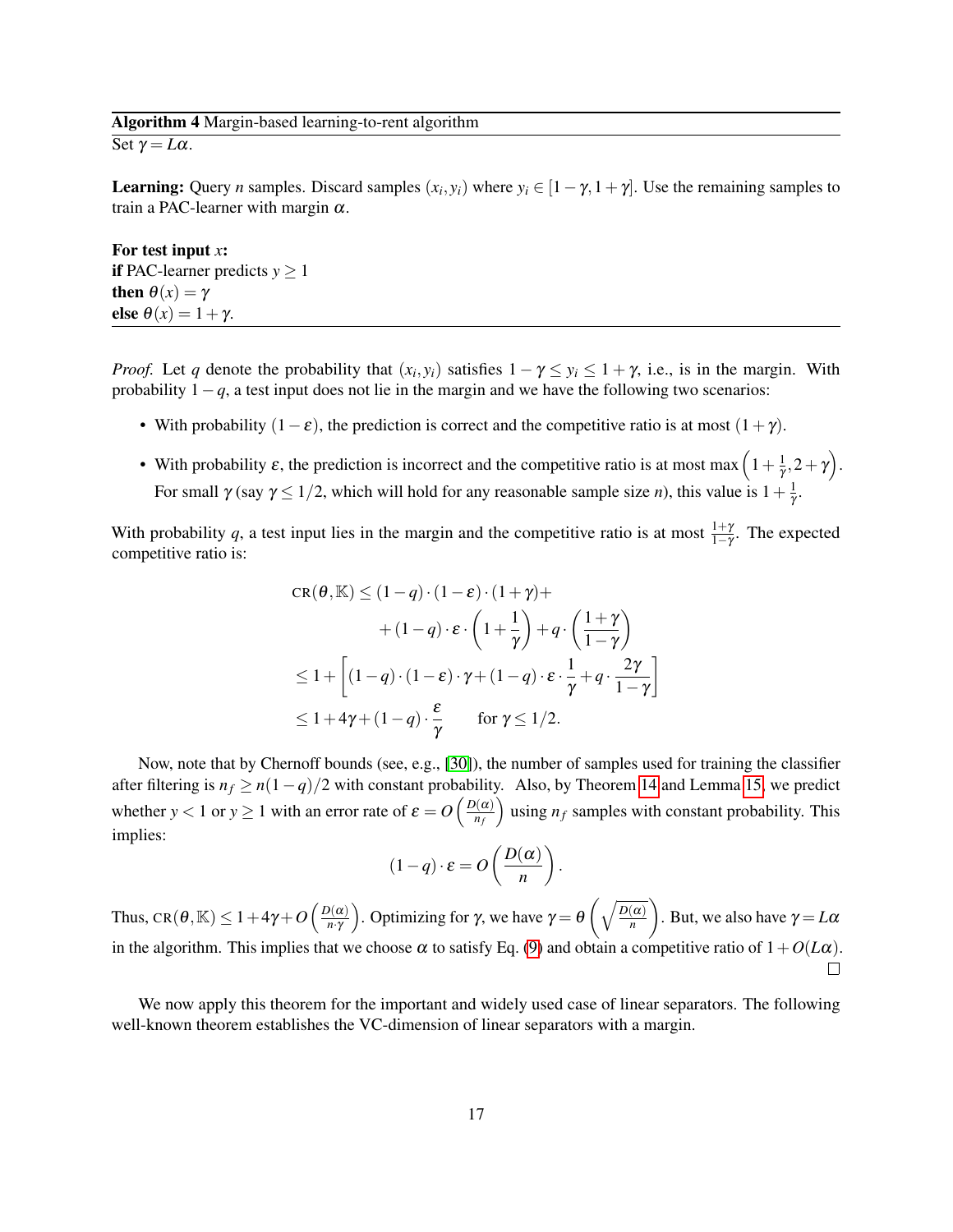**Algorithm 4** Margin-based learning-to-rent algorithm

Set $\gamma = L\alpha$.

**Learning:** Query $n$ samples. Discard samples $(x_i, y_i)$ where $y_i \in [1-\gamma, 1+\gamma]$. Use the remaining samples to train a PAC-learner with margin $\alpha$.

**For test input** $x$:
**if** PAC-learner predicts $y \geq 1$
**then** $\theta(x) = \gamma$
**else** $\theta(x) = 1 + \gamma$.

---

*Proof.* Let $q$ denote the probability that $(x_i, y_i)$ satisfies $1 - \gamma \leq y_i \leq 1 + \gamma$, i.e., is in the margin. With probability $1 - q$, a test input does not lie in the margin and we have the following two scenarios:

- With probability $(1 - \varepsilon)$, the prediction is correct and the competitive ratio is at most $(1 + \gamma)$.
- With probability $\varepsilon$, the prediction is incorrect and the competitive ratio is at most $\max\left(1 + \frac{1}{\gamma}, 2 + \gamma\right)$. For small $\gamma$ (say $\gamma \leq 1/2$, which will hold for any reasonable sample size $n$), this value is $1 + \frac{1}{\gamma}$.

With probability $q$, a test input lies in the margin and the competitive ratio is at most $\frac{1+\gamma}{1-\gamma}$. The expected competitive ratio is:

$$
\begin{aligned}
\text{CR}(\theta, \mathbb{K}) &\leq (1-q) \cdot (1-\varepsilon) \cdot (1+\gamma) + \\
&\quad + (1-q) \cdot \varepsilon \cdot \left(1 + \frac{1}{\gamma}\right) + q \cdot \left(\frac{1+\gamma}{1-\gamma}\right) \\
&\leq 1 + \left[(1-q) \cdot (1-\varepsilon) \cdot \gamma + (1-q) \cdot \varepsilon \cdot \frac{1}{\gamma} + q \cdot \frac{2\gamma}{1-\gamma}\right] \\
&\leq 1 + 4\gamma + (1-q) \cdot \frac{\varepsilon}{\gamma} \qquad \text{for } \gamma \leq 1/2.
\end{aligned}
$$

Now, note that by Chernoff bounds (see, e.g., [30]), the number of samples used for training the classifier after filtering is $n_f \geq n(1-q)/2$ with constant probability. Also, by Theorem 14 and Lemma 15, we predict whether $y < 1$ or $y \geq 1$ with an error rate of $\varepsilon = O\left(\frac{D(\alpha)}{n_f}\right)$ using $n_f$ samples with constant probability. This implies:

$$
(1-q) \cdot \varepsilon = O\left(\frac{D(\alpha)}{n}\right).
$$

Thus, $\text{CR}(\theta, \mathbb{K}) \leq 1 + 4\gamma + O\left(\frac{D(\alpha)}{n \cdot \gamma}\right)$. Optimizing for $\gamma$, we have $\gamma = \theta\left(\sqrt{\frac{D(\alpha)}{n}}\right)$. But, we also have $\gamma = L\alpha$ in the algorithm. This implies that we choose $\alpha$ to satisfy Eq. (9) and obtain a competitive ratio of $1 + O(L\alpha)$. $\square$

We now apply this theorem for the important and widely used case of linear separators. The following well-known theorem establishes the VC-dimension of linear separators with a margin.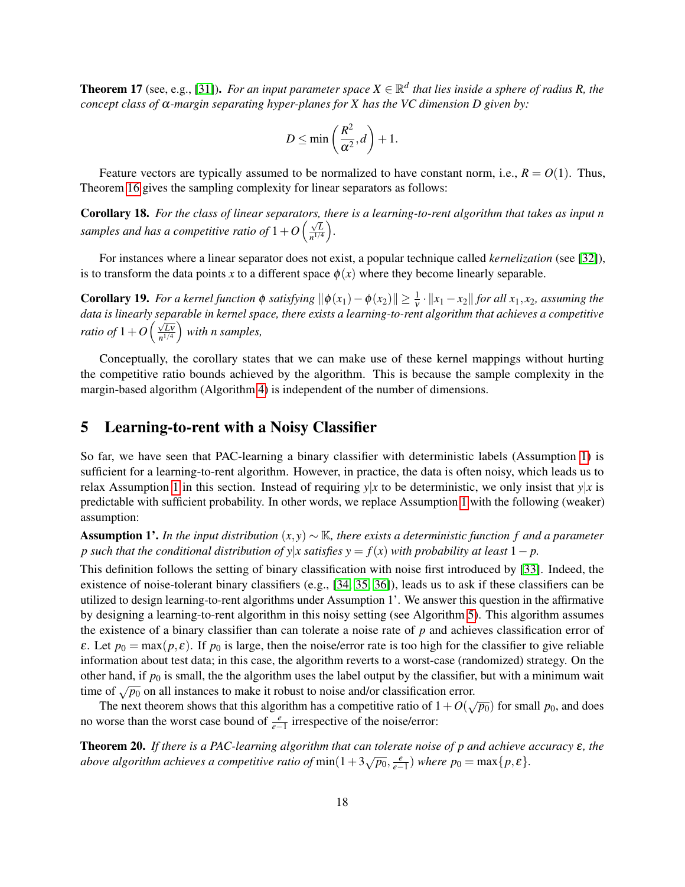**Theorem 17** (see, e.g., [31]). *For an input parameter space $X \in \mathbb{R}^d$ that lies inside a sphere of radius $R$, the concept class of $\alpha$-margin separating hyper-planes for $X$ has the VC dimension $D$ given by:*

$$D \leq \min\left(\frac{R^2}{\alpha^2}, d\right) + 1.$$

Feature vectors are typically assumed to be normalized to have constant norm, i.e., $R = O(1)$. Thus, Theorem 16 gives the sampling complexity for linear separators as follows:

**Corollary 18.** *For the class of linear separators, there is a learning-to-rent algorithm that takes as input $n$ samples and has a competitive ratio of $1 + O\left(\frac{\sqrt{L}}{n^{1/4}}\right)$.*

For instances where a linear separator does not exist, a popular technique called *kernelization* (see [32]), is to transform the data points $x$ to a different space $\phi(x)$ where they become linearly separable.

**Corollary 19.** *For a kernel function $\phi$ satisfying $\|\phi(x_1) - \phi(x_2)\| \geq \frac{1}{\nu} \cdot \|x_1 - x_2\|$ for all $x_1, x_2$, assuming the data is linearly separable in kernel space, there exists a learning-to-rent algorithm that achieves a competitive ratio of $1 + O\left(\frac{\sqrt{L\nu}}{n^{1/4}}\right)$ with $n$ samples,*

Conceptually, the corollary states that we can make use of these kernel mappings without hurting the competitive ratio bounds achieved by the algorithm. This is because the sample complexity in the margin-based algorithm (Algorithm 4) is independent of the number of dimensions.

# 5 Learning-to-rent with a Noisy Classifier

So far, we have seen that PAC-learning a binary classifier with deterministic labels (Assumption 1) is sufficient for a learning-to-rent algorithm. However, in practice, the data is often noisy, which leads us to relax Assumption 1 in this section. Instead of requiring $y|x$ to be deterministic, we only insist that $y|x$ is predictable with sufficient probability. In other words, we replace Assumption 1 with the following (weaker) assumption:

**Assumption 1'.** *In the input distribution $(x, y) \sim \mathbb{K}$, there exists a deterministic function $f$ and a parameter $p$ such that the conditional distribution of $y|x$ satisfies $y = f(x)$ with probability at least $1 - p$.*

This definition follows the setting of binary classification with noise first introduced by [33]. Indeed, the existence of noise-tolerant binary classifiers (e.g., [34, 35, 36]), leads us to ask if these classifiers can be utilized to design learning-to-rent algorithms under Assumption 1'. We answer this question in the affirmative by designing a learning-to-rent algorithm in this noisy setting (see Algorithm 5). This algorithm assumes the existence of a binary classifier than can tolerate a noise rate of $p$ and achieves classification error of $\varepsilon$. Let $p_0 = \max(p, \varepsilon)$. If $p_0$ is large, then the noise/error rate is too high for the classifier to give reliable information about test data; in this case, the algorithm reverts to a worst-case (randomized) strategy. On the other hand, if $p_0$ is small, the the algorithm uses the label output by the classifier, but with a minimum wait time of $\sqrt{p_0}$ on all instances to make it robust to noise and/or classification error.

The next theorem shows that this algorithm has a competitive ratio of $1 + O(\sqrt{p_0})$ for small $p_0$, and does no worse than the worst case bound of $\frac{e}{e-1}$ irrespective of the noise/error:

**Theorem 20.** *If there is a PAC-learning algorithm that can tolerate noise of $p$ and achieve accuracy $\varepsilon$, the above algorithm achieves a competitive ratio of $\min(1 + 3\sqrt{p_0}, \frac{e}{e-1})$ where $p_0 = \max\{p, \varepsilon\}$.*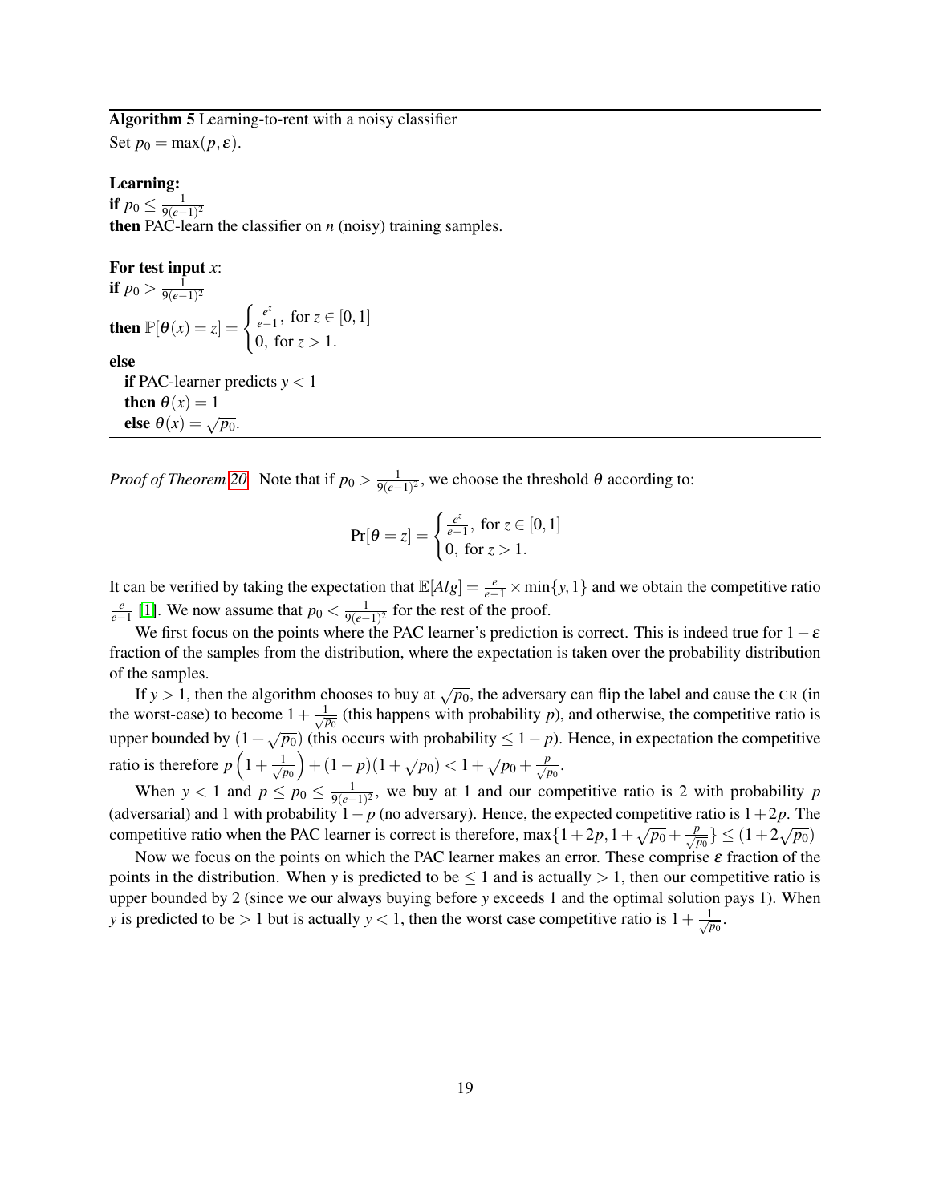**Algorithm 5** Learning-to-rent with a noisy classifier

Set $p_0 = \max(p, \varepsilon)$.

**Learning:**
**if** $p_0 \leq \frac{1}{9(e-1)^2}$
**then** PAC-learn the classifier on $n$ (noisy) training samples.

**For test input** $x$:
**if** $p_0 > \frac{1}{9(e-1)^2}$
**then** $\mathbb{P}[\theta(x) = z] = \begin{cases} \frac{e^z}{e-1}, \text{ for } z \in [0,1] \\ 0, \text{ for } z > 1. \end{cases}$
**else**
  **if** PAC-learner predicts $y < 1$
  **then** $\theta(x) = 1$
  **else** $\theta(x) = \sqrt{p_0}$.

*Proof of Theorem 20.* Note that if $p_0 > \frac{1}{9(e-1)^2}$, we choose the threshold $\theta$ according to:

$$\Pr[\theta = z] = \begin{cases} \frac{e^z}{e-1}, \text{ for } z \in [0,1] \\ 0, \text{ for } z > 1. \end{cases}$$

It can be verified by taking the expectation that $\mathbb{E}[Alg] = \frac{e}{e-1} \times \min\{y, 1\}$ and we obtain the competitive ratio $\frac{e}{e-1}$ [1]. We now assume that $p_0 < \frac{1}{9(e-1)^2}$ for the rest of the proof.

We first focus on the points where the PAC learner's prediction is correct. This is indeed true for $1 - \varepsilon$ fraction of the samples from the distribution, where the expectation is taken over the probability distribution of the samples.

If $y > 1$, then the algorithm chooses to buy at $\sqrt{p_0}$, the adversary can flip the label and cause the CR (in the worst-case) to become $1 + \frac{1}{\sqrt{p_0}}$ (this happens with probability $p$), and otherwise, the competitive ratio is upper bounded by $(1 + \sqrt{p_0})$ (this occurs with probability $\leq 1 - p$). Hence, in expectation the competitive ratio is therefore $p\left(1 + \frac{1}{\sqrt{p_0}}\right) + (1-p)(1 + \sqrt{p_0}) < 1 + \sqrt{p_0} + \frac{p}{\sqrt{p_0}}$.

When $y < 1$ and $p \leq p_0 \leq \frac{1}{9(e-1)^2}$, we buy at 1 and our competitive ratio is 2 with probability $p$ (adversarial) and 1 with probability $1 - p$ (no adversary). Hence, the expected competitive ratio is $1 + 2p$. The competitive ratio when the PAC learner is correct is therefore, $\max\{1 + 2p, 1 + \sqrt{p_0} + \frac{p}{\sqrt{p_0}}\} \leq (1 + 2\sqrt{p_0})$

Now we focus on the points on which the PAC learner makes an error. These comprise $\varepsilon$ fraction of the points in the distribution. When $y$ is predicted to be $\leq 1$ and is actually $> 1$, then our competitive ratio is upper bounded by 2 (since we our always buying before $y$ exceeds 1 and the optimal solution pays 1). When $y$ is predicted to be $> 1$ but is actually $y < 1$, then the worst case competitive ratio is $1 + \frac{1}{\sqrt{p_0}}$.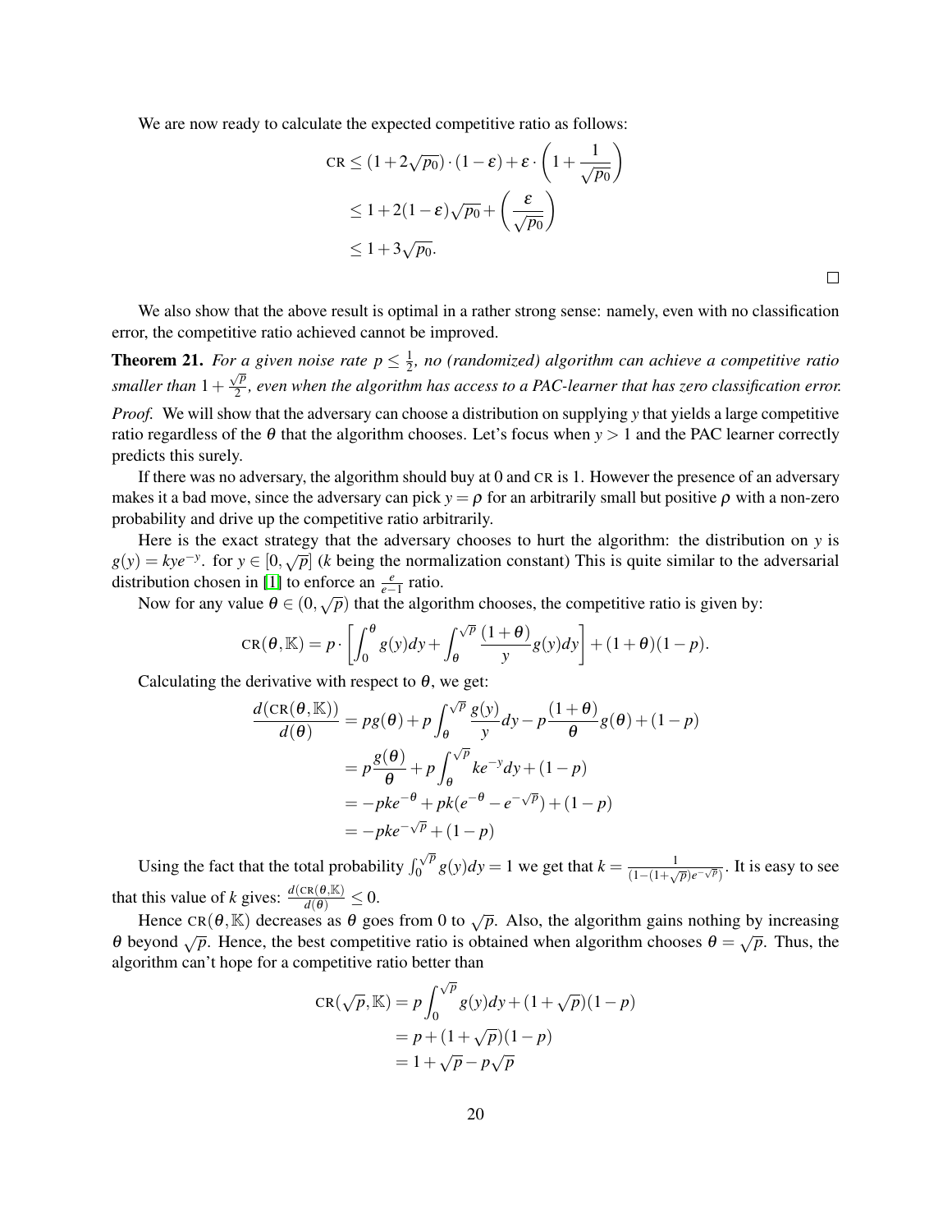We are now ready to calculate the expected competitive ratio as follows:

$$
\begin{aligned}
\text{CR} &\leq (1+2\sqrt{p_0}) \cdot (1-\varepsilon) + \varepsilon \cdot \left(1 + \frac{1}{\sqrt{p_0}}\right) \\
&\leq 1 + 2(1-\varepsilon)\sqrt{p_0} + \left(\frac{\varepsilon}{\sqrt{p_0}}\right) \\
&\leq 1 + 3\sqrt{p_0}.
\end{aligned}
$$

□

We also show that the above result is optimal in a rather strong sense: namely, even with no classification error, the competitive ratio achieved cannot be improved.

**Theorem 21.** *For a given noise rate $p \leq \frac{1}{2}$, no (randomized) algorithm can achieve a competitive ratio smaller than $1 + \frac{\sqrt{p}}{2}$, even when the algorithm has access to a PAC-learner that has zero classification error.*

*Proof.* We will show that the adversary can choose a distribution on supplying $y$ that yields a large competitive ratio regardless of the $\theta$ that the algorithm chooses. Let's focus when $y > 1$ and the PAC learner correctly predicts this surely.

If there was no adversary, the algorithm should buy at 0 and CR is 1. However the presence of an adversary makes it a bad move, since the adversary can pick $y = \rho$ for an arbitrarily small but positive $\rho$ with a non-zero probability and drive up the competitive ratio arbitrarily.

Here is the exact strategy that the adversary chooses to hurt the algorithm: the distribution on $y$ is $g(y) = kye^{-y}$. for $y \in [0, \sqrt{p}]$ ($k$ being the normalization constant) This is quite similar to the adversarial distribution chosen in [1] to enforce an $\frac{e}{e-1}$ ratio.

Now for any value $\theta \in (0, \sqrt{p})$ that the algorithm chooses, the competitive ratio is given by:

$$
\text{CR}(\theta, \mathbb{K}) = p \cdot \left[\int_0^\theta g(y)dy + \int_\theta^{\sqrt{p}} \frac{(1+\theta)}{y} g(y)dy\right] + (1+\theta)(1-p).
$$

Calculating the derivative with respect to $\theta$, we get:

$$
\begin{aligned}
\frac{d(\text{CR}(\theta, \mathbb{K}))}{d(\theta)} &= pg(\theta) + p\int_\theta^{\sqrt{p}} \frac{g(y)}{y} dy - p\frac{(1+\theta)}{\theta} g(\theta) + (1-p) \\
&= p\frac{g(\theta)}{\theta} + p\int_\theta^{\sqrt{p}} ke^{-y} dy + (1-p) \\
&= -pke^{-\theta} + pk(e^{-\theta} - e^{-\sqrt{p}}) + (1-p) \\
&= -pke^{-\sqrt{p}} + (1-p)
\end{aligned}
$$

Using the fact that the total probability $\int_0^{\sqrt{p}} g(y)dy = 1$ we get that $k = \frac{1}{(1-(1+\sqrt{p})e^{-\sqrt{p}})}$. It is easy to see that this value of $k$ gives: $\frac{d(\text{CR}(\theta, \mathbb{K}))}{d(\theta)} \leq 0$.

Hence $\text{CR}(\theta, \mathbb{K})$ decreases as $\theta$ goes from 0 to $\sqrt{p}$. Also, the algorithm gains nothing by increasing $\theta$ beyond $\sqrt{p}$. Hence, the best competitive ratio is obtained when algorithm chooses $\theta = \sqrt{p}$. Thus, the algorithm can't hope for a competitive ratio better than

$$
\begin{aligned}
\text{CR}(\sqrt{p}, \mathbb{K}) &= p\int_0^{\sqrt{p}} g(y)dy + (1+\sqrt{p})(1-p) \\
&= p + (1+\sqrt{p})(1-p) \\
&= 1 + \sqrt{p} - p\sqrt{p}
\end{aligned}
$$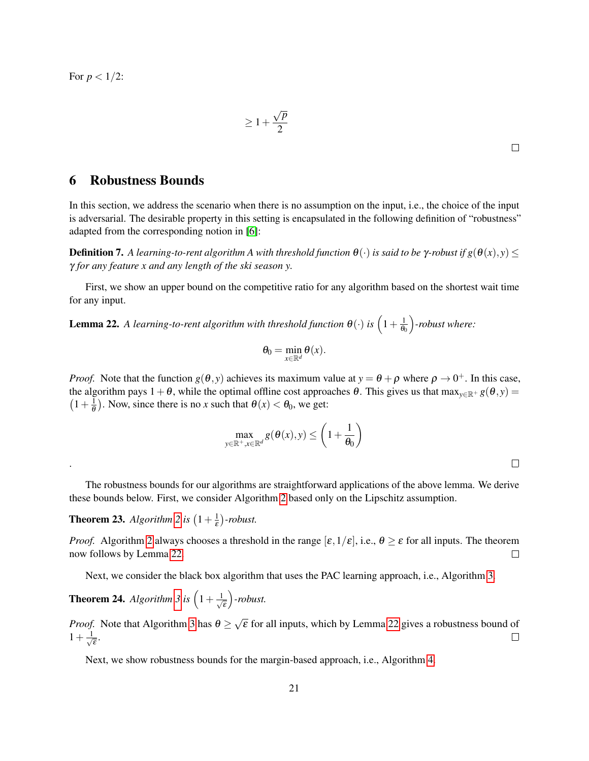For $p < 1/2$:

$$\geq 1 + \frac{\sqrt{p}}{2}$$

□

# 6 Robustness Bounds

In this section, we address the scenario when there is no assumption on the input, i.e., the choice of the input is adversarial. The desirable property in this setting is encapsulated in the following definition of "robustness" adapted from the corresponding notion in [6]:

**Definition 7.** *A learning-to-rent algorithm A with threshold function $\theta(\cdot)$ is said to be $\gamma$-robust if $g(\theta(x), y) \leq \gamma$ for any feature x and any length of the ski season y.*

First, we show an upper bound on the competitive ratio for any algorithm based on the shortest wait time for any input.

**Lemma 22.** *A learning-to-rent algorithm with threshold function $\theta(\cdot)$ is $\left(1 + \frac{1}{\theta_0}\right)$-robust where:*

$$\theta_0 = \min_{x \in \mathbb{R}^d} \theta(x).$$

*Proof.* Note that the function $g(\theta, y)$ achieves its maximum value at $y = \theta + \rho$ where $\rho \to 0^+$. In this case, the algorithm pays $1 + \theta$, while the optimal offline cost approaches $\theta$. This gives us that $\max_{y \in \mathbb{R}^+} g(\theta, y) = \left(1 + \frac{1}{\theta}\right)$. Now, since there is no $x$ such that $\theta(x) < \theta_0$, we get:

$$\max_{y \in \mathbb{R}^+, x \in \mathbb{R}^d} g(\theta(x), y) \leq \left(1 + \frac{1}{\theta_0}\right)$$

. □

The robustness bounds for our algorithms are straightforward applications of the above lemma. We derive these bounds below. First, we consider Algorithm 2 based only on the Lipschitz assumption.

**Theorem 23.** *Algorithm 2 is $\left(1 + \frac{1}{\varepsilon}\right)$-robust.*

*Proof.* Algorithm 2 always chooses a threshold in the range $[\varepsilon, 1/\varepsilon]$, i.e., $\theta \geq \varepsilon$ for all inputs. The theorem now follows by Lemma 22. □

Next, we consider the black box algorithm that uses the PAC learning approach, i.e., Algorithm 3.

**Theorem 24.** *Algorithm 3 is $\left(1 + \frac{1}{\sqrt{\varepsilon}}\right)$-robust.*

*Proof.* Note that Algorithm 3 has $\theta \geq \sqrt{\varepsilon}$ for all inputs, which by Lemma 22 gives a robustness bound of $1 + \frac{1}{\sqrt{\varepsilon}}$. □

Next, we show robustness bounds for the margin-based approach, i.e., Algorithm 4.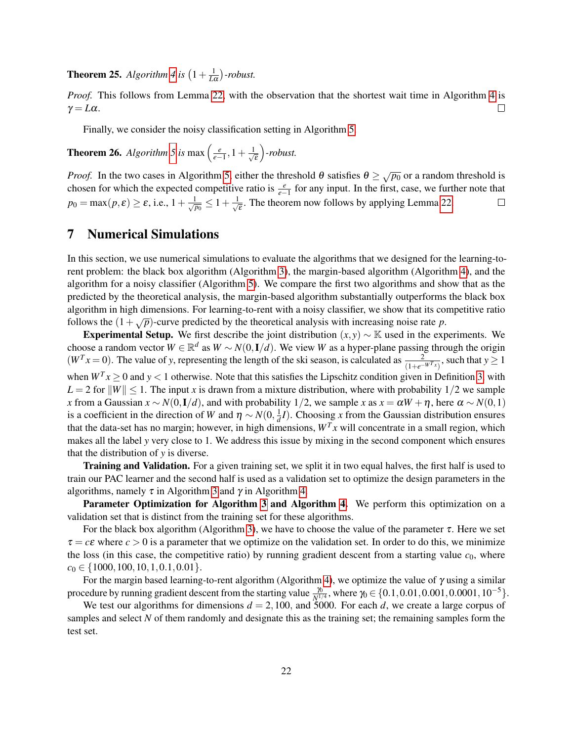**Theorem 25.** *Algorithm 4 is $\left(1+\frac{1}{L\alpha}\right)$-robust.*

*Proof.* This follows from Lemma 22, with the observation that the shortest wait time in Algorithm 4 is $\gamma = L\alpha$. □

Finally, we consider the noisy classification setting in Algorithm 5.

**Theorem 26.** *Algorithm 5 is $\max\left(\frac{e}{e-1}, 1+\frac{1}{\sqrt{\varepsilon}}\right)$-robust.*

*Proof.* In the two cases in Algorithm 5, either the threshold $\theta$ satisfies $\theta \geq \sqrt{p_0}$ or a random threshold is chosen for which the expected competitive ratio is $\frac{e}{e-1}$ for any input. In the first, case, we further note that $p_0 = \max(p, \varepsilon) \geq \varepsilon$, i.e., $1 + \frac{1}{\sqrt{p_0}} \leq 1 + \frac{1}{\sqrt{\varepsilon}}$. The theorem now follows by applying Lemma 22. □

# 7 Numerical Simulations

In this section, we use numerical simulations to evaluate the algorithms that we designed for the learning-to-rent problem: the black box algorithm (Algorithm 3), the margin-based algorithm (Algorithm 4), and the algorithm for a noisy classifier (Algorithm 5). We compare the first two algorithms and show that as the predicted by the theoretical analysis, the margin-based algorithm substantially outperforms the black box algorithm in high dimensions. For learning-to-rent with a noisy classifier, we show that its competitive ratio follows the $(1+\sqrt{p})$-curve predicted by the theoretical analysis with increasing noise rate $p$.

**Experimental Setup.** We first describe the joint distribution $(x, y) \sim \mathbb{K}$ used in the experiments. We choose a random vector $W \in \mathbb{R}^d$ as $W \sim N(0, \mathbf{I}/d)$. We view $W$ as a hyper-plane passing through the origin ($W^T x = 0$). The value of $y$, representing the length of the ski season, is calculated as $\frac{2}{(1+e^{-W^T x})}$, such that $y \geq 1$ when $W^T x \geq 0$ and $y < 1$ otherwise. Note that this satisfies the Lipschitz condition given in Definition 3 with $L = 2$ for $\|W\| \leq 1$. The input $x$ is drawn from a mixture distribution, where with probability $1/2$ we sample $x$ from a Gaussian $x \sim N(0, \mathbf{I}/d)$, and with probability $1/2$, we sample $x$ as $x = \alpha W + \eta$, here $\alpha \sim N(0, 1)$ is a coefficient in the direction of $W$ and $\eta \sim N(0, \frac{1}{d} I)$. Choosing $x$ from the Gaussian distribution ensures that the data-set has no margin; however, in high dimensions, $W^T x$ will concentrate in a small region, which makes all the label $y$ very close to 1. We address this issue by mixing in the second component which ensures that the distribution of $y$ is diverse.

**Training and Validation.** For a given training set, we split it in two equal halves, the first half is used to train our PAC learner and the second half is used as a validation set to optimize the design parameters in the algorithms, namely $\tau$ in Algorithm 3 and $\gamma$ in Algorithm 4.

**Parameter Optimization for Algorithm 3 and Algorithm 4.** We perform this optimization on a validation set that is distinct from the training set for these algorithms.

For the black box algorithm (Algorithm 3), we have to choose the value of the parameter $\tau$. Here we set $\tau = c\varepsilon$ where $c > 0$ is a parameter that we optimize on the validation set. In order to do this, we minimize the loss (in this case, the competitive ratio) by running gradient descent from a starting value $c_0$, where $c_0 \in \{1000, 100, 10, 1, 0.1, 0.01\}$.

For the margin based learning-to-rent algorithm (Algorithm 4), we optimize the value of $\gamma$ using a similar procedure by running gradient descent from the starting value $\frac{\gamma_0}{N^{1/4}}$, where $\gamma_0 \in \{0.1, 0.01, 0.001, 0.0001, 10^{-5}\}$.

We test our algorithms for dimensions $d = 2, 100$, and $5000$. For each $d$, we create a large corpus of samples and select $N$ of them randomly and designate this as the training set; the remaining samples form the test set.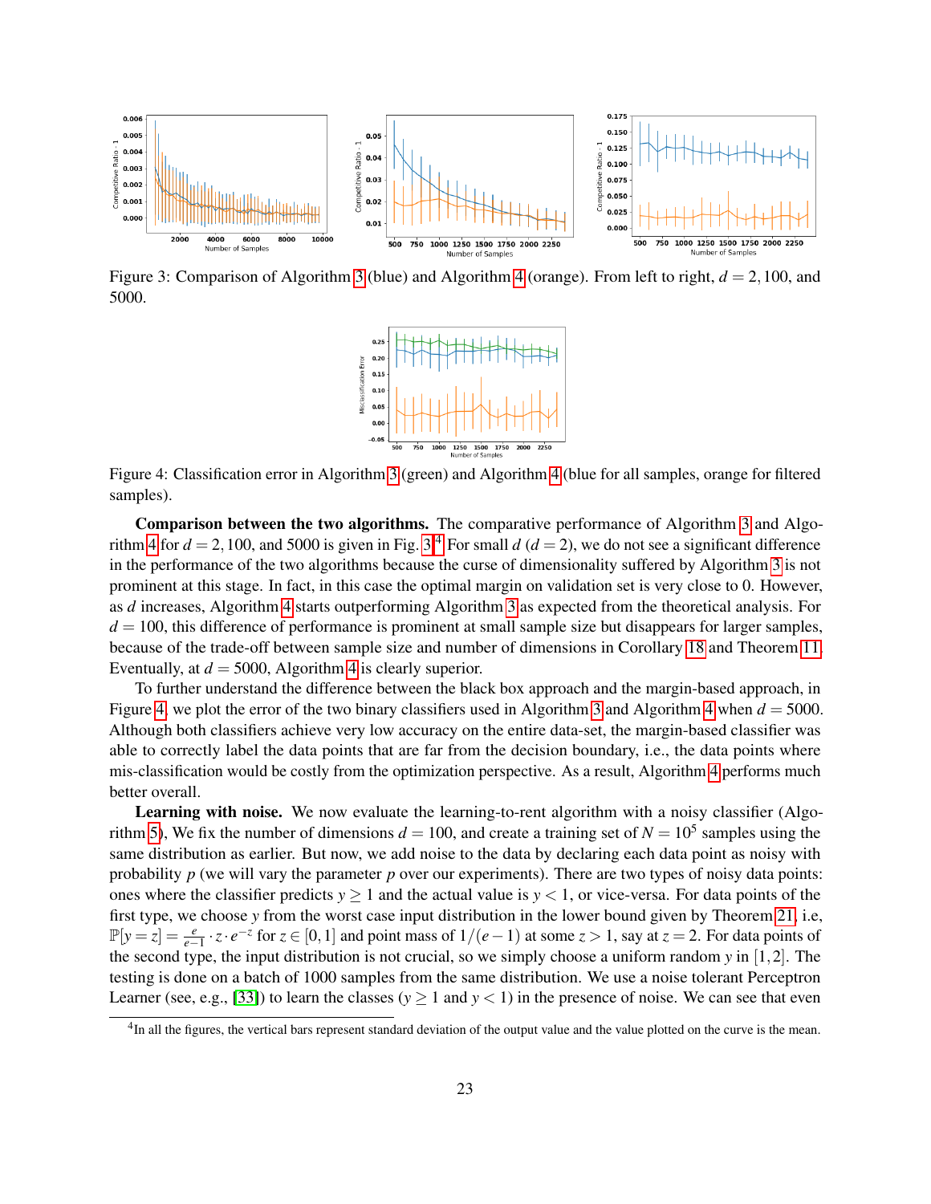Figure 3: Comparison of Algorithm 3 (blue) and Algorithm 4 (orange). From left to right, $d = 2, 100$, and 5000.

Figure 4: Classification error in Algorithm 3 (green) and Algorithm 4 (blue for all samples, orange for filtered samples).

**Comparison between the two algorithms.** The comparative performance of Algorithm 3 and Algorithm 4 for $d = 2, 100$, and 5000 is given in Fig. 3.[4] For small $d$ ($d = 2$), we do not see a significant difference in the performance of the two algorithms because the curse of dimensionality suffered by Algorithm 3 is not prominent at this stage. In fact, in this case the optimal margin on validation set is very close to 0. However, as $d$ increases, Algorithm 4 starts outperforming Algorithm 3 as expected from the theoretical analysis. For $d = 100$, this difference of performance is prominent at small sample size but disappears for larger samples, because of the trade-off between sample size and number of dimensions in Corollary 18 and Theorem 11. Eventually, at $d = 5000$, Algorithm 4 is clearly superior.

To further understand the difference between the black box approach and the margin-based approach, in Figure 4, we plot the error of the two binary classifiers used in Algorithm 3 and Algorithm 4 when $d = 5000$. Although both classifiers achieve very low accuracy on the entire data-set, the margin-based classifier was able to correctly label the data points that are far from the decision boundary, i.e., the data points where mis-classification would be costly from the optimization perspective. As a result, Algorithm 4 performs much better overall.

**Learning with noise.** We now evaluate the learning-to-rent algorithm with a noisy classifier (Algorithm 5), We fix the number of dimensions $d = 100$, and create a training set of $N = 10^5$ samples using the same distribution as earlier. But now, we add noise to the data by declaring each data point as noisy with probability $p$ (we will vary the parameter $p$ over our experiments). There are two types of noisy data points: ones where the classifier predicts $y \geq 1$ and the actual value is $y < 1$, or vice-versa. For data points of the first type, we choose $y$ from the worst case input distribution in the lower bound given by Theorem 21, i.e, $\mathbb{P}[y = z] = \frac{e}{e-1} \cdot z \cdot e^{-z}$ for $z \in [0, 1]$ and point mass of $1/(e-1)$ at some $z > 1$, say at $z = 2$. For data points of the second type, the input distribution is not crucial, so we simply choose a uniform random $y$ in $[1, 2]$. The testing is done on a batch of 1000 samples from the same distribution. We use a noise tolerant Perceptron Learner (see, e.g., [33]) to learn the classes ($y \geq 1$ and $y < 1$) in the presence of noise. We can see that even

[4] In all the figures, the vertical bars represent standard deviation of the output value and the value plotted on the curve is the mean.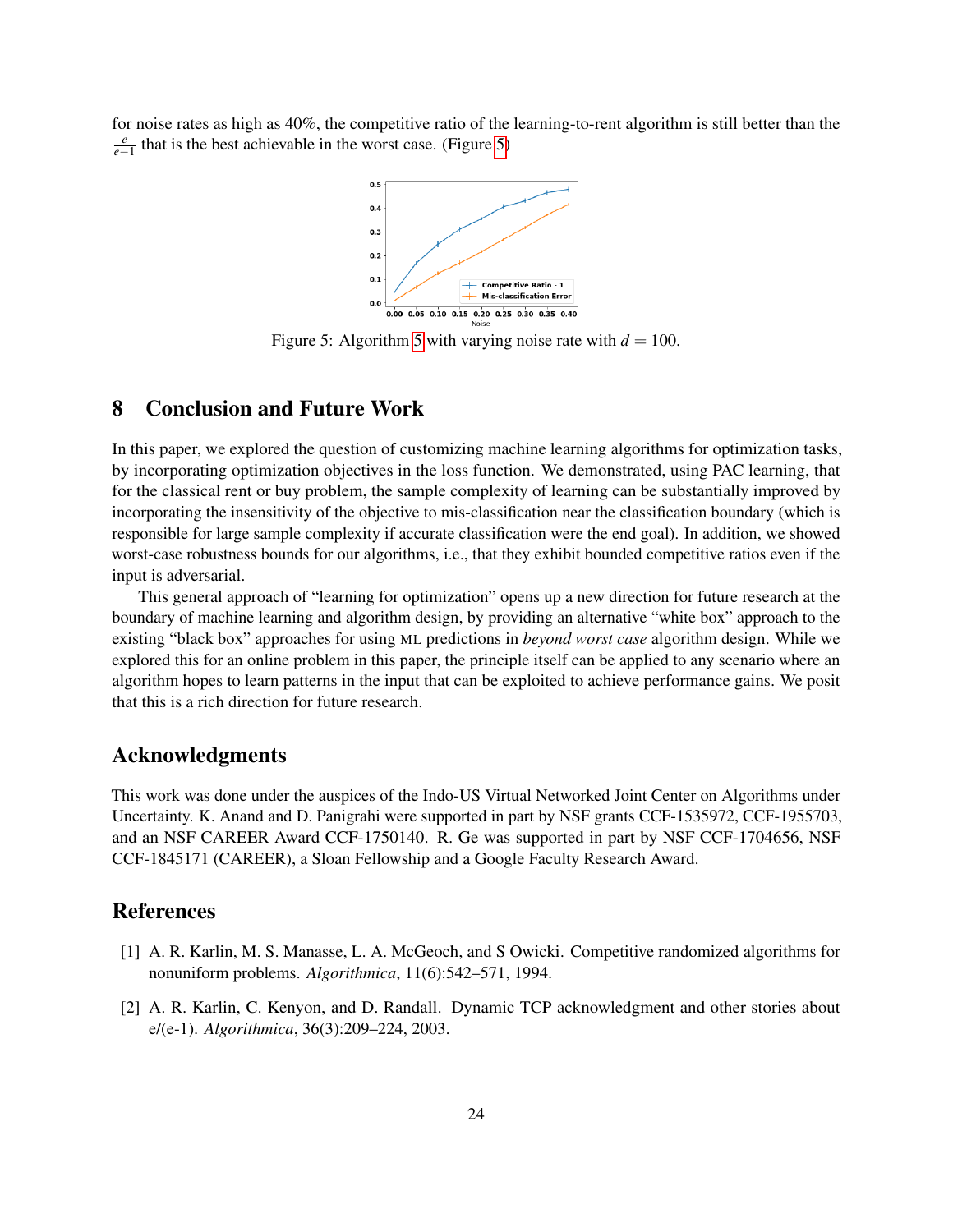for noise rates as high as 40%, the competitive ratio of the learning-to-rent algorithm is still better than the $\frac{e}{e-1}$ that is the best achievable in the worst case. (Figure 5)

Figure 5: Algorithm 5 with varying noise rate with $d = 100$.

## 8 Conclusion and Future Work

In this paper, we explored the question of customizing machine learning algorithms for optimization tasks, by incorporating optimization objectives in the loss function. We demonstrated, using PAC learning, that for the classical rent or buy problem, the sample complexity of learning can be substantially improved by incorporating the insensitivity of the objective to mis-classification near the classification boundary (which is responsible for large sample complexity if accurate classification were the end goal). In addition, we showed worst-case robustness bounds for our algorithms, i.e., that they exhibit bounded competitive ratios even if the input is adversarial.

This general approach of "learning for optimization" opens up a new direction for future research at the boundary of machine learning and algorithm design, by providing an alternative "white box" approach to the existing "black box" approaches for using ML predictions in *beyond worst case* algorithm design. While we explored this for an online problem in this paper, the principle itself can be applied to any scenario where an algorithm hopes to learn patterns in the input that can be exploited to achieve performance gains. We posit that this is a rich direction for future research.

## Acknowledgments

This work was done under the auspices of the Indo-US Virtual Networked Joint Center on Algorithms under Uncertainty. K. Anand and D. Panigrahi were supported in part by NSF grants CCF-1535972, CCF-1955703, and an NSF CAREER Award CCF-1750140. R. Ge was supported in part by NSF CCF-1704656, NSF CCF-1845171 (CAREER), a Sloan Fellowship and a Google Faculty Research Award.

## References

[1] A. R. Karlin, M. S. Manasse, L. A. McGeoch, and S Owicki. Competitive randomized algorithms for nonuniform problems. *Algorithmica*, 11(6):542–571, 1994.

[2] A. R. Karlin, C. Kenyon, and D. Randall. Dynamic TCP acknowledgment and other stories about e/(e-1). *Algorithmica*, 36(3):209–224, 2003.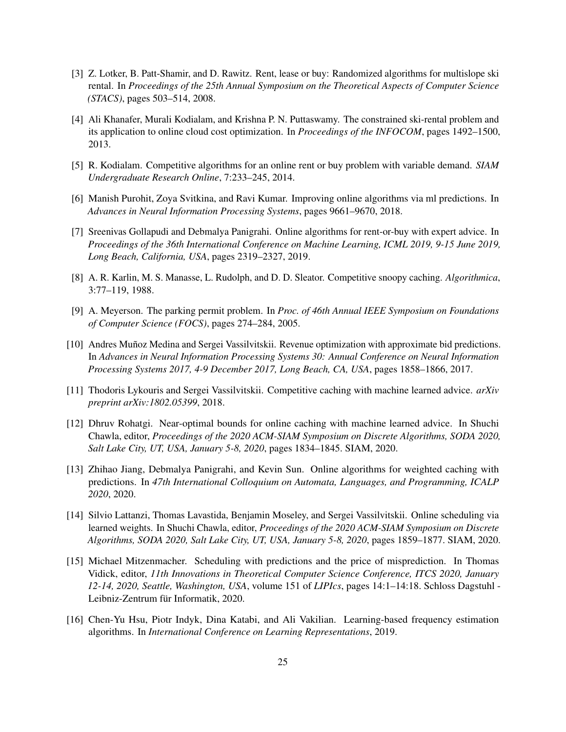[3] Z. Lotker, B. Patt-Shamir, and D. Rawitz. Rent, lease or buy: Randomized algorithms for multislope ski rental. In *Proceedings of the 25th Annual Symposium on the Theoretical Aspects of Computer Science (STACS)*, pages 503–514, 2008.

[4] Ali Khanafer, Murali Kodialam, and Krishna P. N. Puttaswamy. The constrained ski-rental problem and its application to online cloud cost optimization. In *Proceedings of the INFOCOM*, pages 1492–1500, 2013.

[5] R. Kodialam. Competitive algorithms for an online rent or buy problem with variable demand. *SIAM Undergraduate Research Online*, 7:233–245, 2014.

[6] Manish Purohit, Zoya Svitkina, and Ravi Kumar. Improving online algorithms via ml predictions. In *Advances in Neural Information Processing Systems*, pages 9661–9670, 2018.

[7] Sreenivas Gollapudi and Debmalya Panigrahi. Online algorithms for rent-or-buy with expert advice. In *Proceedings of the 36th International Conference on Machine Learning, ICML 2019, 9-15 June 2019, Long Beach, California, USA*, pages 2319–2327, 2019.

[8] A. R. Karlin, M. S. Manasse, L. Rudolph, and D. D. Sleator. Competitive snoopy caching. *Algorithmica*, 3:77–119, 1988.

[9] A. Meyerson. The parking permit problem. In *Proc. of 46th Annual IEEE Symposium on Foundations of Computer Science (FOCS)*, pages 274–284, 2005.

[10] Andres Muñoz Medina and Sergei Vassilvitskii. Revenue optimization with approximate bid predictions. In *Advances in Neural Information Processing Systems 30: Annual Conference on Neural Information Processing Systems 2017, 4-9 December 2017, Long Beach, CA, USA*, pages 1858–1866, 2017.

[11] Thodoris Lykouris and Sergei Vassilvitskii. Competitive caching with machine learned advice. *arXiv preprint arXiv:1802.05399*, 2018.

[12] Dhruv Rohatgi. Near-optimal bounds for online caching with machine learned advice. In Shuchi Chawla, editor, *Proceedings of the 2020 ACM-SIAM Symposium on Discrete Algorithms, SODA 2020, Salt Lake City, UT, USA, January 5-8, 2020*, pages 1834–1845. SIAM, 2020.

[13] Zhihao Jiang, Debmalya Panigrahi, and Kevin Sun. Online algorithms for weighted caching with predictions. In *47th International Colloquium on Automata, Languages, and Programming, ICALP 2020*, 2020.

[14] Silvio Lattanzi, Thomas Lavastida, Benjamin Moseley, and Sergei Vassilvitskii. Online scheduling via learned weights. In Shuchi Chawla, editor, *Proceedings of the 2020 ACM-SIAM Symposium on Discrete Algorithms, SODA 2020, Salt Lake City, UT, USA, January 5-8, 2020*, pages 1859–1877. SIAM, 2020.

[15] Michael Mitzenmacher. Scheduling with predictions and the price of misprediction. In Thomas Vidick, editor, *11th Innovations in Theoretical Computer Science Conference, ITCS 2020, January 12-14, 2020, Seattle, Washington, USA*, volume 151 of *LIPIcs*, pages 14:1–14:18. Schloss Dagstuhl - Leibniz-Zentrum für Informatik, 2020.

[16] Chen-Yu Hsu, Piotr Indyk, Dina Katabi, and Ali Vakilian. Learning-based frequency estimation algorithms. In *International Conference on Learning Representations*, 2019.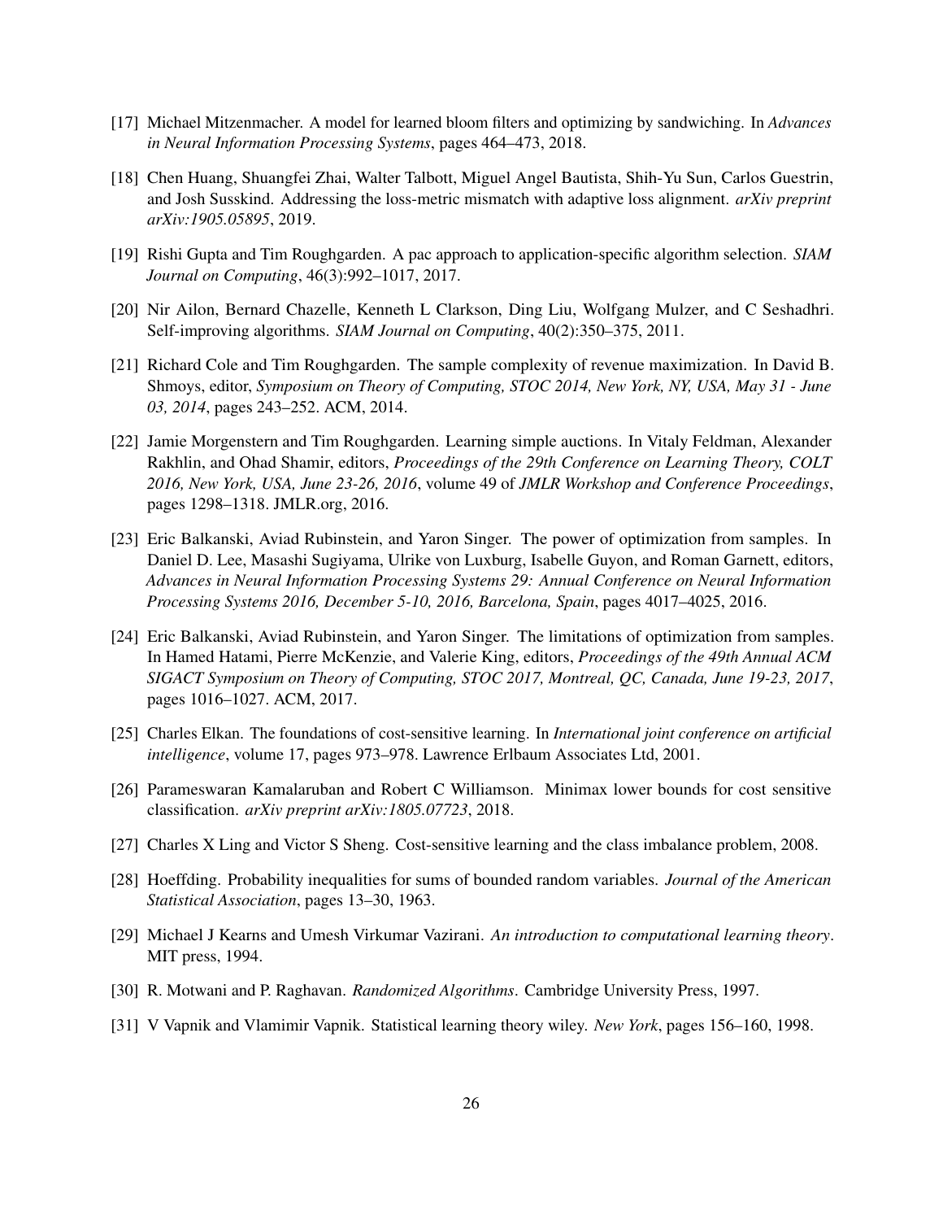[17] Michael Mitzenmacher. A model for learned bloom filters and optimizing by sandwiching. In *Advances in Neural Information Processing Systems*, pages 464–473, 2018.

[18] Chen Huang, Shuangfei Zhai, Walter Talbott, Miguel Angel Bautista, Shih-Yu Sun, Carlos Guestrin, and Josh Susskind. Addressing the loss-metric mismatch with adaptive loss alignment. *arXiv preprint arXiv:1905.05895*, 2019.

[19] Rishi Gupta and Tim Roughgarden. A pac approach to application-specific algorithm selection. *SIAM Journal on Computing*, 46(3):992–1017, 2017.

[20] Nir Ailon, Bernard Chazelle, Kenneth L Clarkson, Ding Liu, Wolfgang Mulzer, and C Seshadhri. Self-improving algorithms. *SIAM Journal on Computing*, 40(2):350–375, 2011.

[21] Richard Cole and Tim Roughgarden. The sample complexity of revenue maximization. In David B. Shmoys, editor, *Symposium on Theory of Computing, STOC 2014, New York, NY, USA, May 31 - June 03, 2014*, pages 243–252. ACM, 2014.

[22] Jamie Morgenstern and Tim Roughgarden. Learning simple auctions. In Vitaly Feldman, Alexander Rakhlin, and Ohad Shamir, editors, *Proceedings of the 29th Conference on Learning Theory, COLT 2016, New York, USA, June 23-26, 2016*, volume 49 of *JMLR Workshop and Conference Proceedings*, pages 1298–1318. JMLR.org, 2016.

[23] Eric Balkanski, Aviad Rubinstein, and Yaron Singer. The power of optimization from samples. In Daniel D. Lee, Masashi Sugiyama, Ulrike von Luxburg, Isabelle Guyon, and Roman Garnett, editors, *Advances in Neural Information Processing Systems 29: Annual Conference on Neural Information Processing Systems 2016, December 5-10, 2016, Barcelona, Spain*, pages 4017–4025, 2016.

[24] Eric Balkanski, Aviad Rubinstein, and Yaron Singer. The limitations of optimization from samples. In Hamed Hatami, Pierre McKenzie, and Valerie King, editors, *Proceedings of the 49th Annual ACM SIGACT Symposium on Theory of Computing, STOC 2017, Montreal, QC, Canada, June 19-23, 2017*, pages 1016–1027. ACM, 2017.

[25] Charles Elkan. The foundations of cost-sensitive learning. In *International joint conference on artificial intelligence*, volume 17, pages 973–978. Lawrence Erlbaum Associates Ltd, 2001.

[26] Parameswaran Kamalaruban and Robert C Williamson. Minimax lower bounds for cost sensitive classification. *arXiv preprint arXiv:1805.07723*, 2018.

[27] Charles X Ling and Victor S Sheng. Cost-sensitive learning and the class imbalance problem, 2008.

[28] Hoeffding. Probability inequalities for sums of bounded random variables. *Journal of the American Statistical Association*, pages 13–30, 1963.

[29] Michael J Kearns and Umesh Virkumar Vazirani. *An introduction to computational learning theory*. MIT press, 1994.

[30] R. Motwani and P. Raghavan. *Randomized Algorithms*. Cambridge University Press, 1997.

[31] V Vapnik and Vlamimir Vapnik. Statistical learning theory wiley. *New York*, pages 156–160, 1998.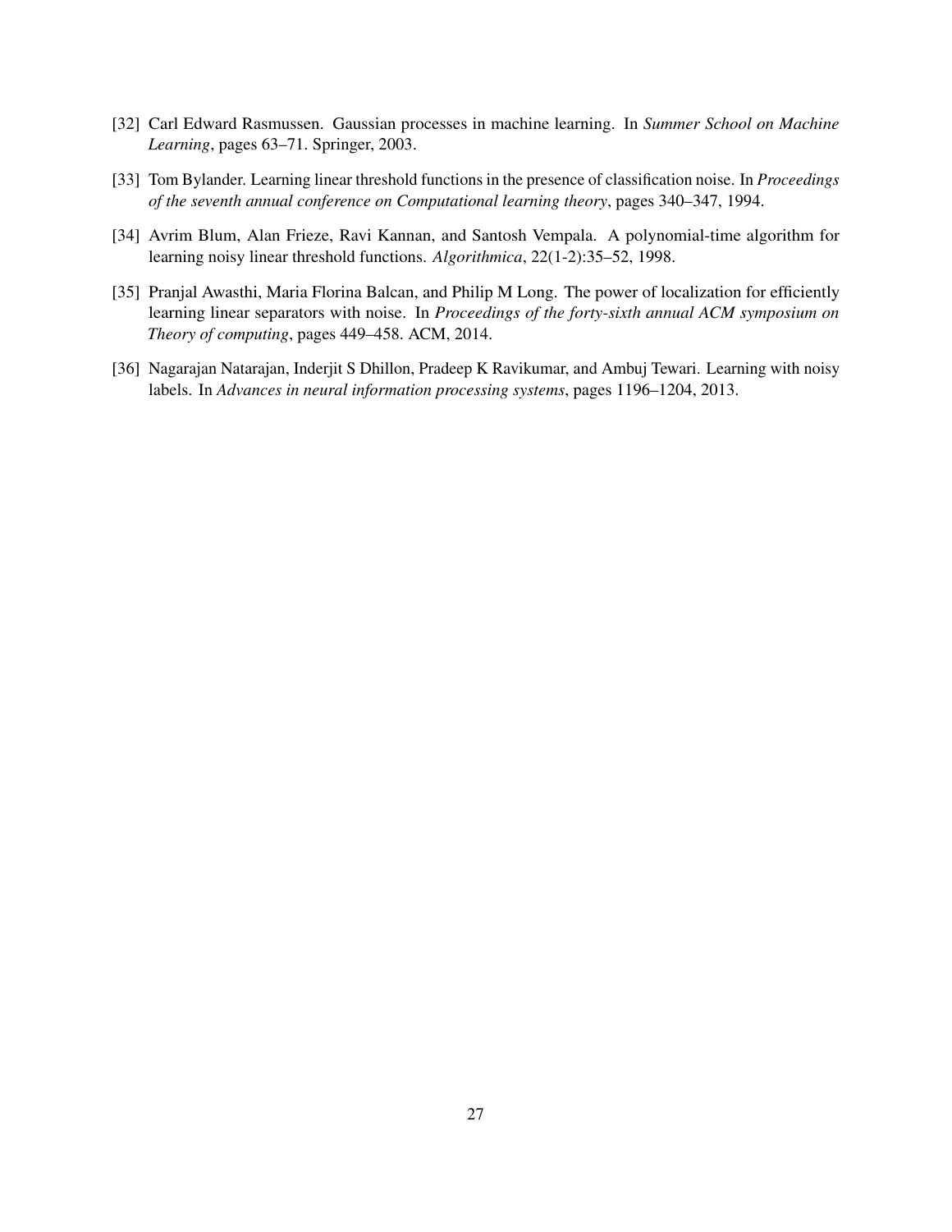[32] Carl Edward Rasmussen. Gaussian processes in machine learning. In *Summer School on Machine Learning*, pages 63–71. Springer, 2003.

[33] Tom Bylander. Learning linear threshold functions in the presence of classification noise. In *Proceedings of the seventh annual conference on Computational learning theory*, pages 340–347, 1994.

[34] Avrim Blum, Alan Frieze, Ravi Kannan, and Santosh Vempala. A polynomial-time algorithm for learning noisy linear threshold functions. *Algorithmica*, 22(1-2):35–52, 1998.

[35] Pranjal Awasthi, Maria Florina Balcan, and Philip M Long. The power of localization for efficiently learning linear separators with noise. In *Proceedings of the forty-sixth annual ACM symposium on Theory of computing*, pages 449–458. ACM, 2014.

[36] Nagarajan Natarajan, Inderjit S Dhillon, Pradeep K Ravikumar, and Ambuj Tewari. Learning with noisy labels. In *Advances in neural information processing systems*, pages 1196–1204, 2013.